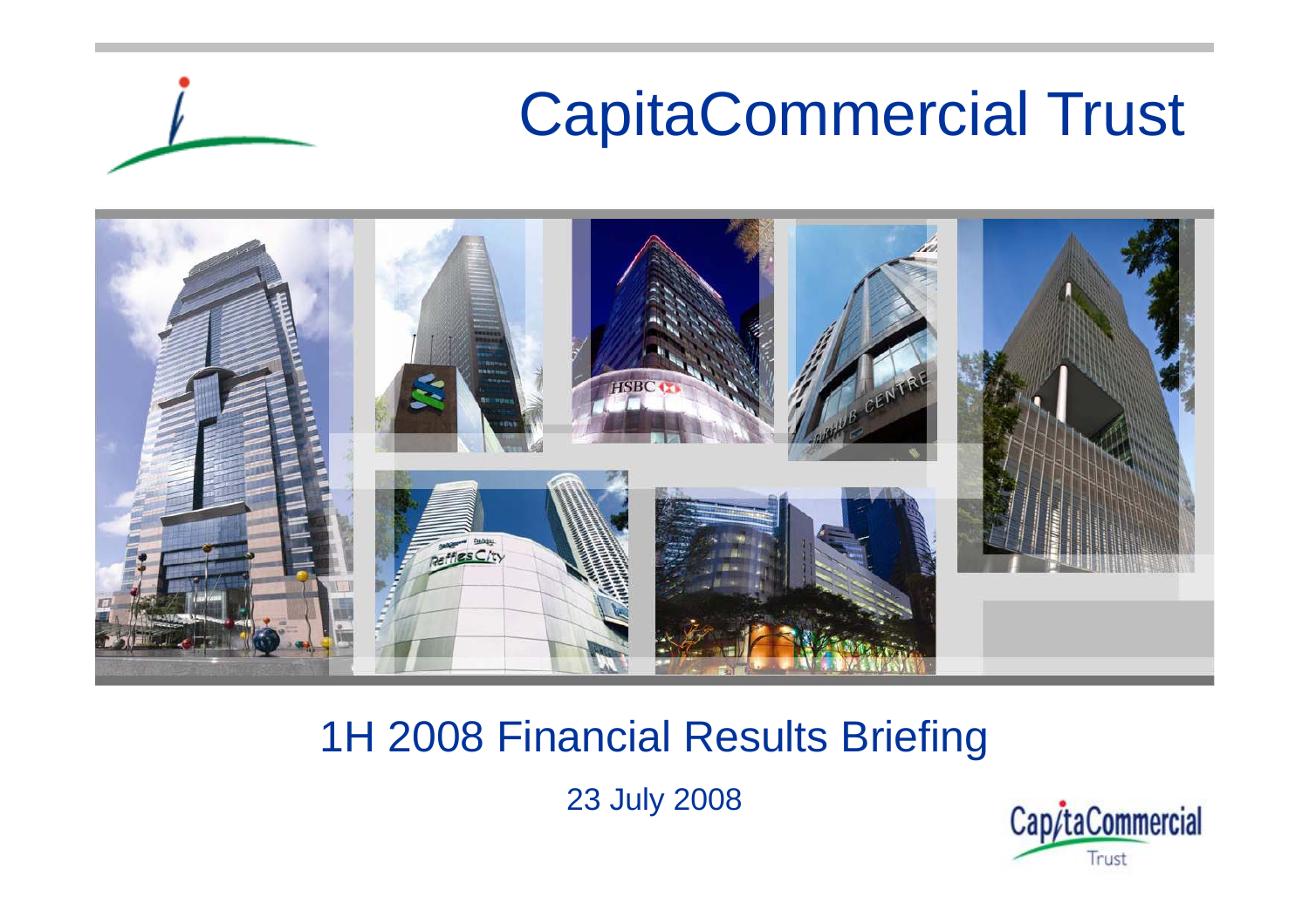# CapitaCommercial Trust

## 1H 2008 Financial Results Briefing

23 July 2008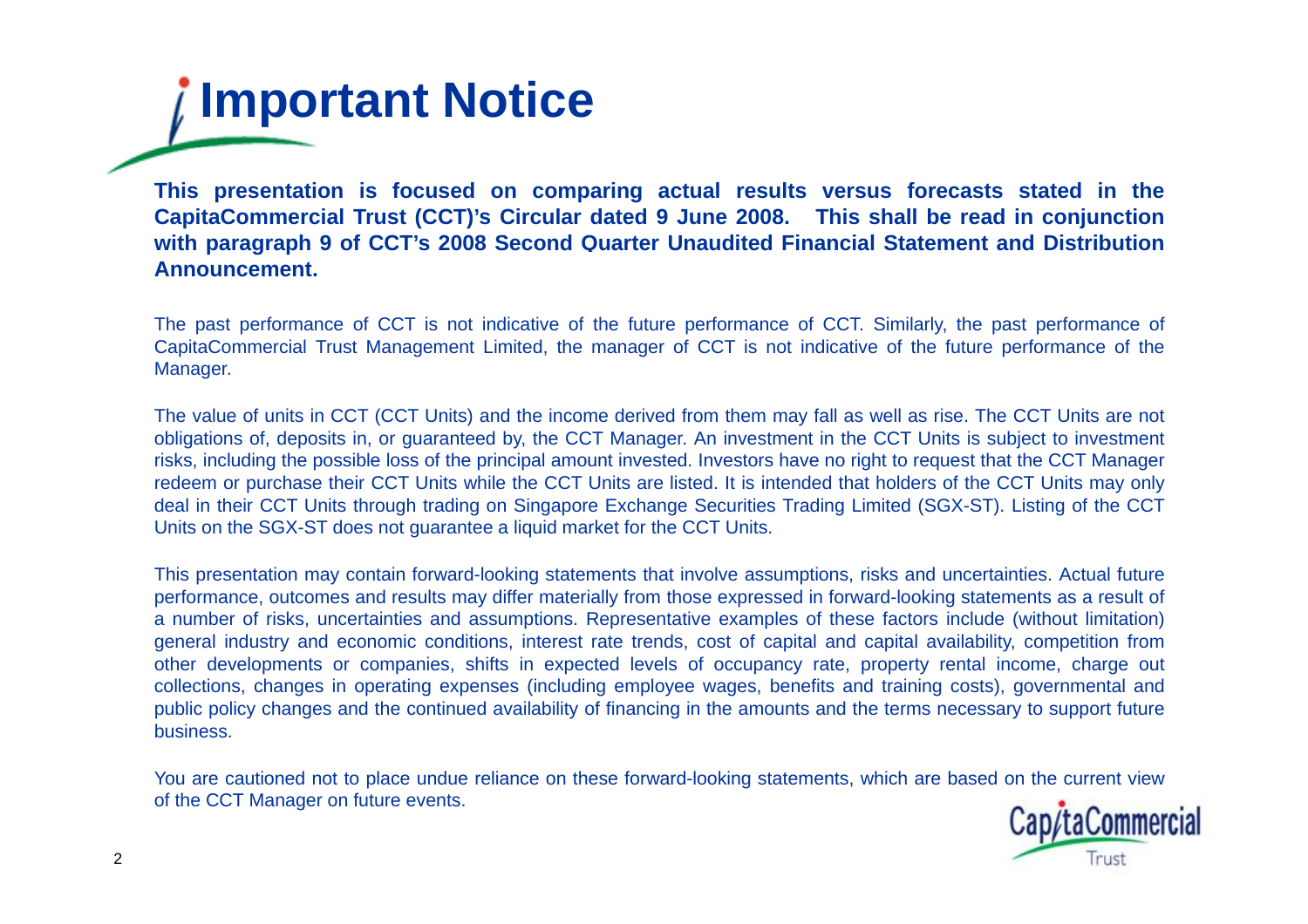# Important Notice

**This presentation is focused on comparing actual results versus forecasts stated in the CapitaCommercial Trust (CCT)'s Circular dated 9 June 2008. This shall be read in conjunction with paragraph 9 of CCT's 2008 Second Quarter Unaudited Financial Statement and Distribution Announcement.**

The past performance of CCT is not indicative of the future performance of CCT. Similarly, the past performance of CapitaCommercial Trust Management Limited, the manager of CCT is not indicative of the future performance of the Manager.

The value of units in CCT (CCT Units) and the income derived from them may fall as well as rise. The CCT Units are not obligations of, deposits in, or guaranteed by, the CCT Manager. An investment in the CCT Units is subject to investment risks, including the possible loss of the principal amount invested. Investors have no right to request that the CCT Manager redeem or purchase their CCT Units while the CCT Units are listed. It is intended that holders of the CCT Units may only deal in their CCT Units through trading on Singapore Exchange Securities Trading Limited (SGX-ST). Listing of the CCT Units on the SGX-ST does not guarantee a liquid market for the CCT Units.

This presentation may contain forward-looking statements that involve assumptions, risks and uncertainties. Actual future performance, outcomes and results may differ materially from those expressed in forward-looking statements as a result of a number of risks, uncertainties and assumptions. Representative examples of these factors include (without limitation) general industry and economic conditions, interest rate trends, cost of capital and capital availability, competition from other developments or companies, shifts in expected levels of occupancy rate, property rental income, charge out collections, changes in operating expenses (including employee wages, benefits and training costs), governmental and public policy changes and the continued availability of financing in the amounts and the terms necessary to support future business.

You are cautioned not to place undue reliance on these forward-looking statements, which are based on the current view of the CCT Manager on future events.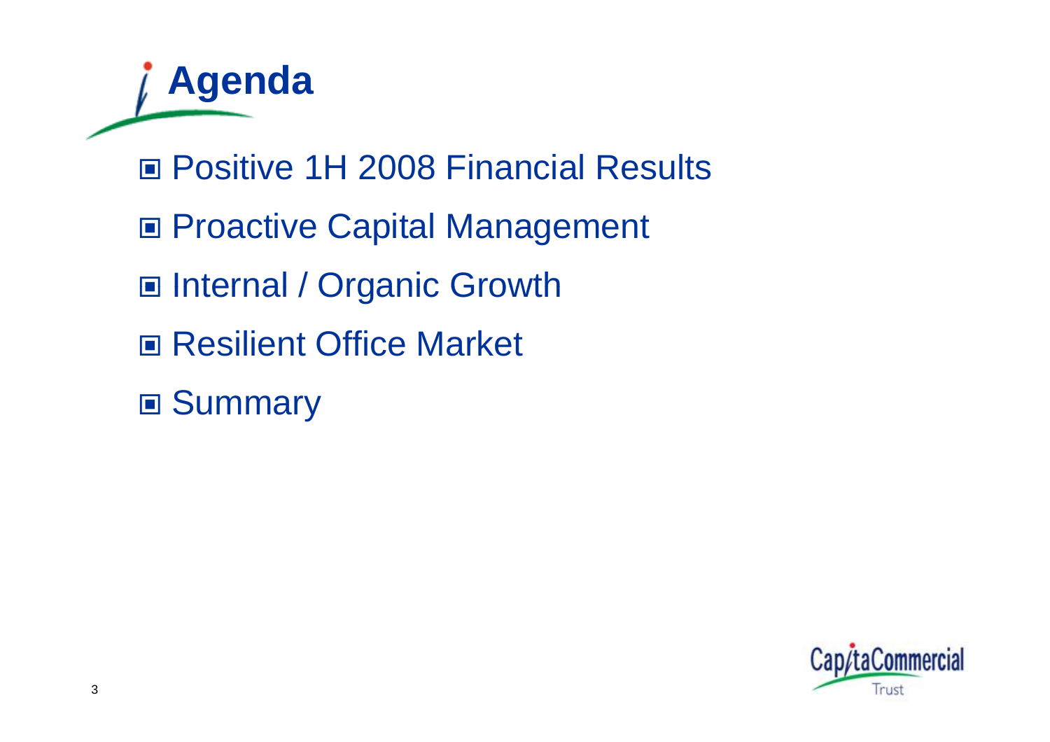# Agenda

- Positive 1H 2008 Financial Results
- Proactive Capital Management
- Internal / Organic Growth
- Resilient Office Market
- Summary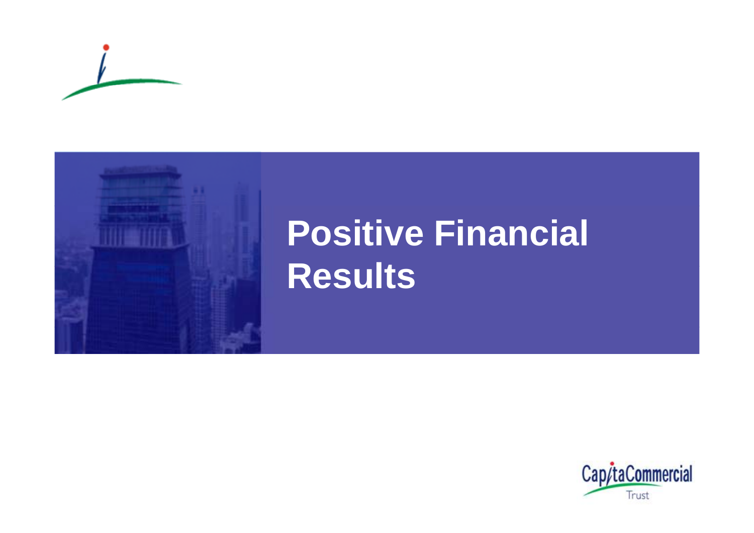# Positive Financial Results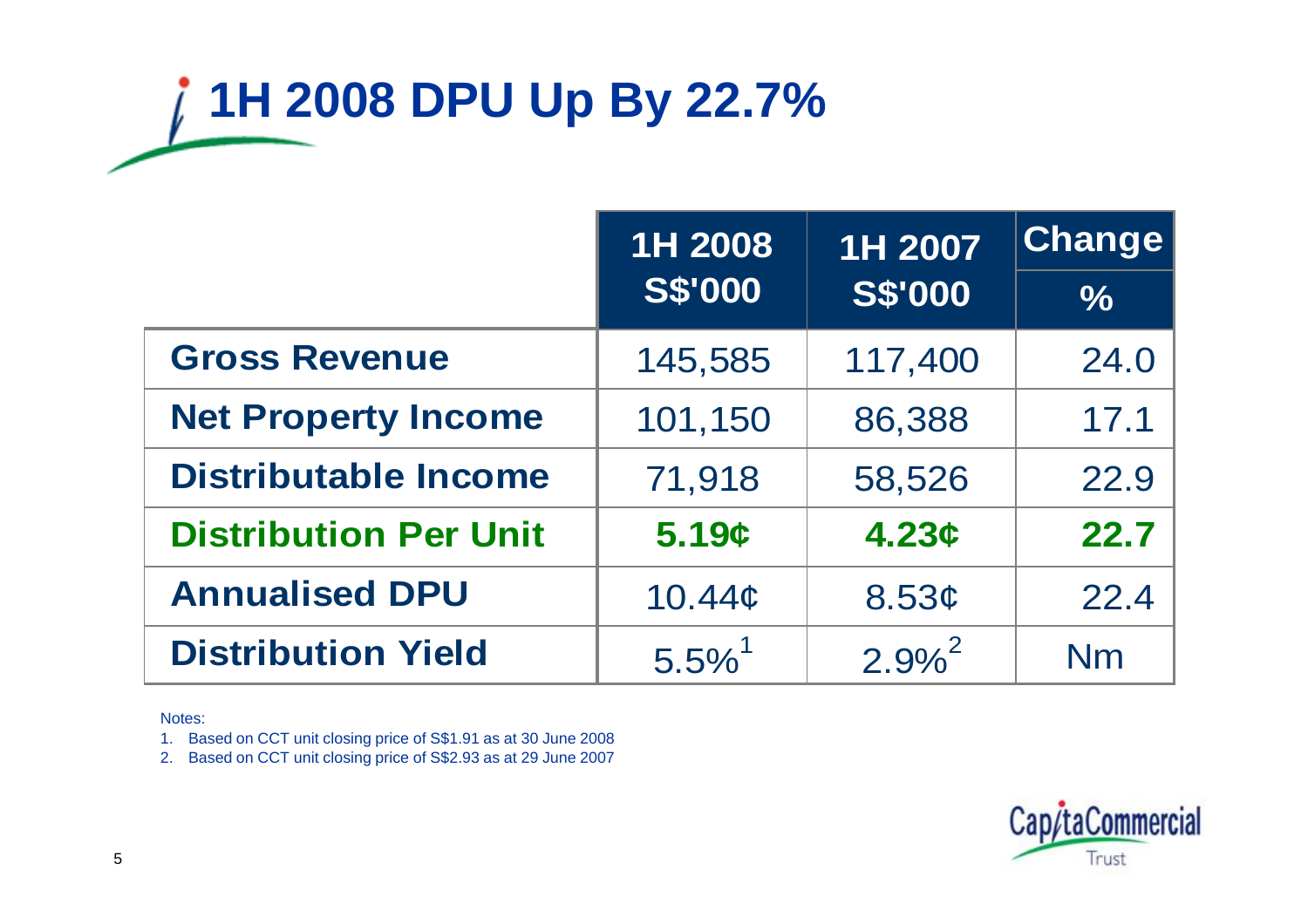# 1H 2008 DPU Up By 22.7%

| | 1H 2008 S$'000 | 1H 2007 S$'000 | Change % |
|---|---|---|---|
| **Gross Revenue** | 145,585 | 117,400 | 24.0 |
| **Net Property Income** | 101,150 | 86,388 | 17.1 |
| **Distributable Income** | 71,918 | 58,526 | 22.9 |
| **Distribution Per Unit** | **5.19¢** | **4.23¢** | **22.7** |
| **Annualised DPU** | 10.44¢ | 8.53¢ | 22.4 |
| **Distribution Yield** | 5.5%[1] | 2.9%[2] | Nm |

Notes:

1. Based on CCT unit closing price of S$1.91 as at 30 June 2008
2. Based on CCT unit closing price of S$2.93 as at 29 June 2007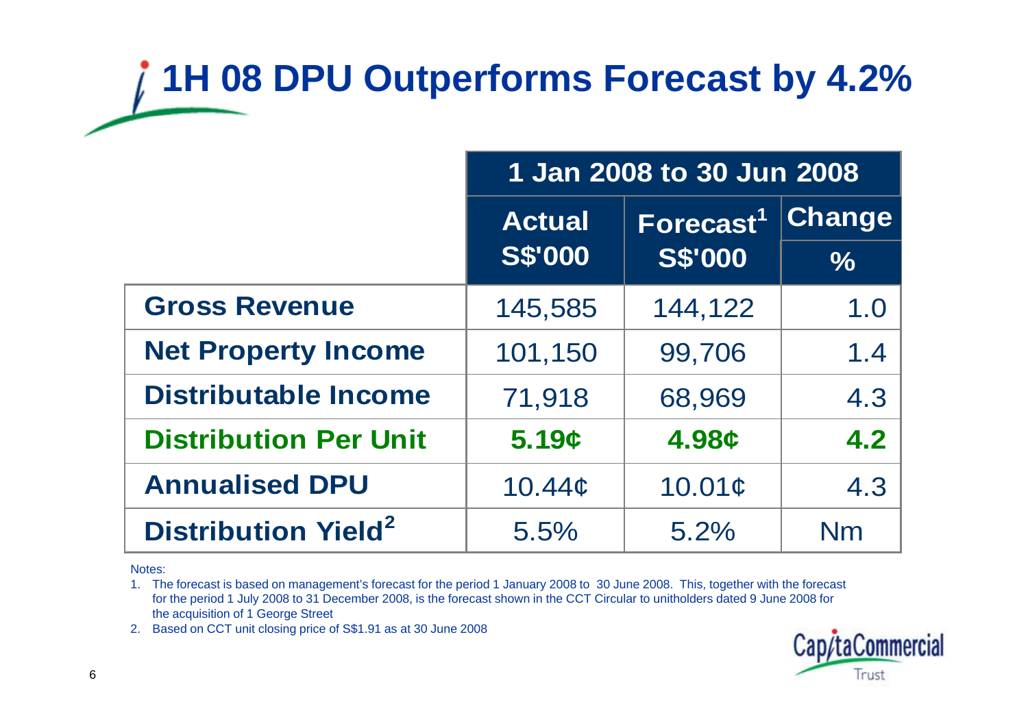# 1H 08 DPU Outperforms Forecast by 4.2%

| | 1 Jan 2008 to 30 Jun 2008 | | |
|---|---|---|---|
| | Actual S$'000 | Forecast[1] S$'000 | Change % |
| **Gross Revenue** | 145,585 | 144,122 | 1.0 |
| **Net Property Income** | 101,150 | 99,706 | 1.4 |
| **Distributable Income** | 71,918 | 68,969 | 4.3 |
| **Distribution Per Unit** | **5.19¢** | **4.98¢** | **4.2** |
| **Annualised DPU** | 10.44¢ | 10.01¢ | 4.3 |
| **Distribution Yield[2]** | 5.5% | 5.2% | Nm |

Notes:

1. The forecast is based on management's forecast for the period 1 January 2008 to 30 June 2008. This, together with the forecast for the period 1 July 2008 to 31 December 2008, is the forecast shown in the CCT Circular to unitholders dated 9 June 2008 for the acquisition of 1 George Street
2. Based on CCT unit closing price of S$1.91 as at 30 June 2008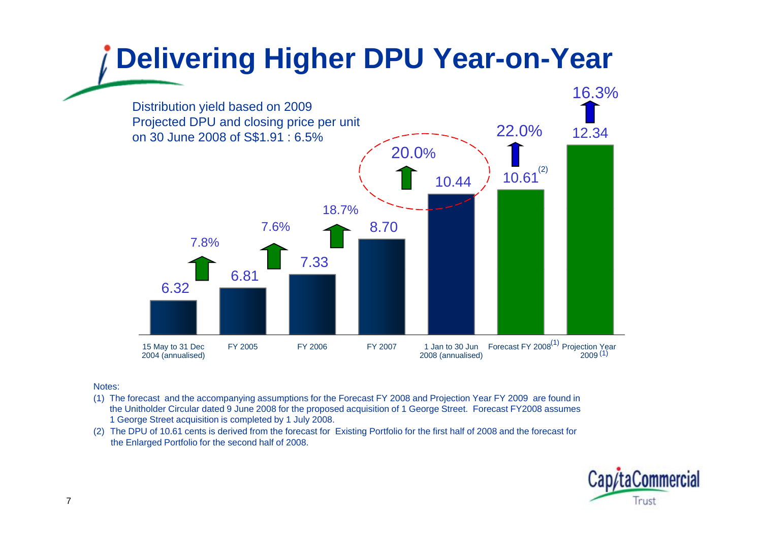# Delivering Higher DPU Year-on-Year

Distribution yield based on 2009 Projected DPU and closing price per unit on 30 June 2008 of S$1.91 : 6.5%

| Period | DPU (cents) | Growth |
|---|---|---|
| 15 May to 31 Dec 2004 (annualised) | 6.32 | |
| FY 2005 | 6.81 | 7.8% |
| FY 2006 | 7.33 | 7.6% |
| FY 2007 | 8.70 | 18.7% |
| 1 Jan to 30 Jun 2008 (annualised) | 10.44 | 20.0% |
| Forecast FY 2008 [1] | 10.61 [2] | 22.0% |
| Projection Year 2009 [1] | 12.34 | 16.3% |

Notes:

(1) The forecast and the accompanying assumptions for the Forecast FY 2008 and Projection Year FY 2009 are found in the Unitholder Circular dated 9 June 2008 for the proposed acquisition of 1 George Street. Forecast FY2008 assumes 1 George Street acquisition is completed by 1 July 2008.

(2) The DPU of 10.61 cents is derived from the forecast for Existing Portfolio for the first half of 2008 and the forecast for the Enlarged Portfolio for the second half of 2008.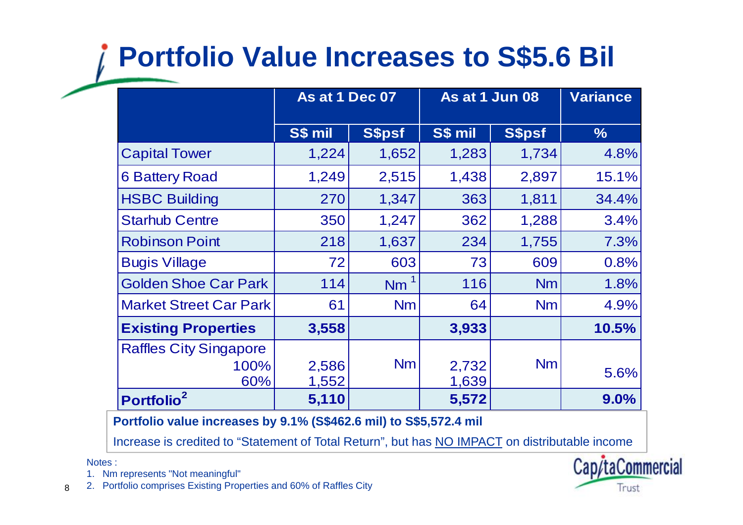# Portfolio Value Increases to S$5.6 Bil

| | As at 1 Dec 07 | | As at 1 Jun 08 | | Variance |
|---|---|---|---|---|---|
| | S$ mil | S$psf | S$ mil | S$psf | % |
| Capital Tower | 1,224 | 1,652 | 1,283 | 1,734 | 4.8% |
| 6 Battery Road | 1,249 | 2,515 | 1,438 | 2,897 | 15.1% |
| HSBC Building | 270 | 1,347 | 363 | 1,811 | 34.4% |
| Starhub Centre | 350 | 1,247 | 362 | 1,288 | 3.4% |
| Robinson Point | 218 | 1,637 | 234 | 1,755 | 7.3% |
| Bugis Village | 72 | 603 | 73 | 609 | 0.8% |
| Golden Shoe Car Park | 114 | Nm[1] | 116 | Nm | 1.8% |
| Market Street Car Park | 61 | Nm | 64 | Nm | 4.9% |
| **Existing Properties** | **3,558** | | **3,933** | | **10.5%** |
| Raffles City Singapore 100% / 60% | 2,586 / 1,552 | Nm | 2,732 / 1,639 | Nm | 5.6% |
| **Portfolio[2]** | **5,110** | | **5,572** | | **9.0%** |

**Portfolio value increases by 9.1% (S$462.6 mil) to S$5,572.4 mil**

Increase is credited to "Statement of Total Return", but has NO IMPACT on distributable income

Notes :

1. Nm represents "Not meaningful"
2. Portfolio comprises Existing Properties and 60% of Raffles City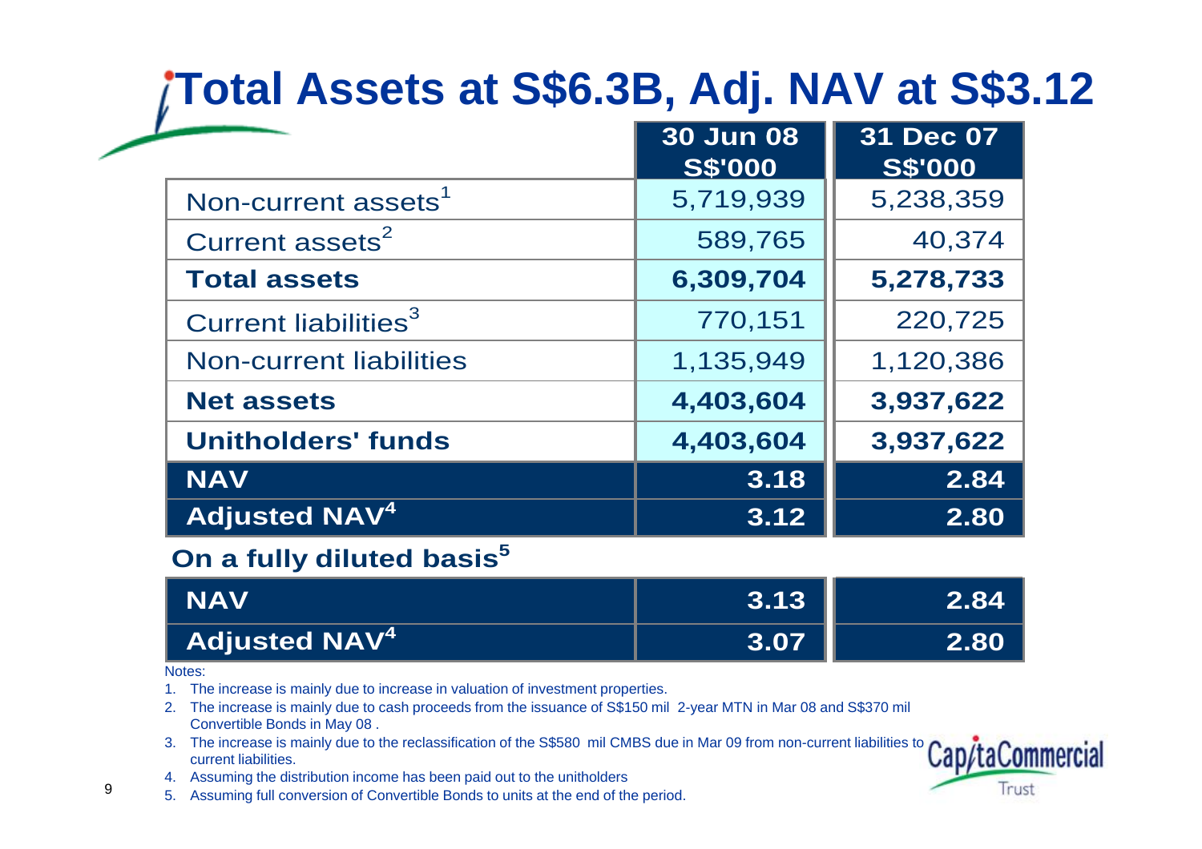# Total Assets at S$6.3B, Adj. NAV at S$3.12

| | 30 Jun 08 S$'000 | 31 Dec 07 S$'000 |
|---|---|---|
| Non-current assets[1] | 5,719,939 | 5,238,359 |
| Current assets[2] | 589,765 | 40,374 |
| **Total assets** | **6,309,704** | **5,278,733** |
| Current liabilities[3] | 770,151 | 220,725 |
| Non-current liabilities | 1,135,949 | 1,120,386 |
| **Net assets** | **4,403,604** | **3,937,622** |
| **Unitholders' funds** | **4,403,604** | **3,937,622** |
| **NAV** | **3.18** | **2.84** |
| **Adjusted NAV[4]** | **3.12** | **2.80** |

**On a fully diluted basis[5]**

| | 30 Jun 08 | 31 Dec 07 |
|---|---|---|
| **NAV** | **3.13** | **2.84** |
| **Adjusted NAV[4]** | **3.07** | **2.80** |

Notes:

1. The increase is mainly due to increase in valuation of investment properties.
2. The increase is mainly due to cash proceeds from the issuance of S$150 mil 2-year MTN in Mar 08 and S$370 mil Convertible Bonds in May 08 .
3. The increase is mainly due to the reclassification of the S$580 mil CMBS due in Mar 09 from non-current liabilities to current liabilities.
4. Assuming the distribution income has been paid out to the unitholders
5. Assuming full conversion of Convertible Bonds to units at the end of the period.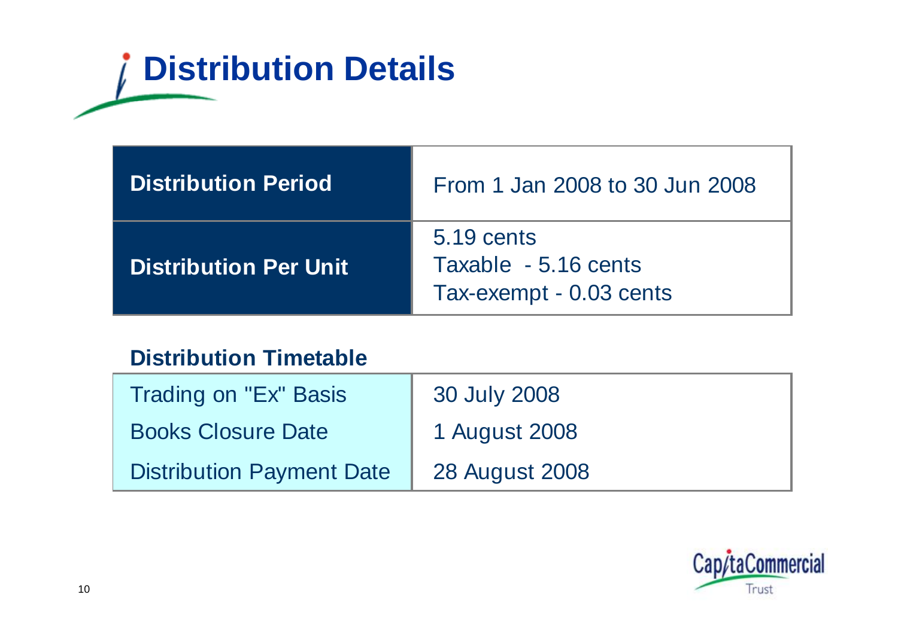# Distribution Details

| | |
|---|---|
| **Distribution Period** | From 1 Jan 2008 to 30 Jun 2008 |
| **Distribution Per Unit** | 5.19 cents<br>Taxable - 5.16 cents<br>Tax-exempt - 0.03 cents |

**Distribution Timetable**

| | |
|---|---|
| Trading on "Ex" Basis | 30 July 2008 |
| Books Closure Date | 1 August 2008 |
| Distribution Payment Date | 28 August 2008 |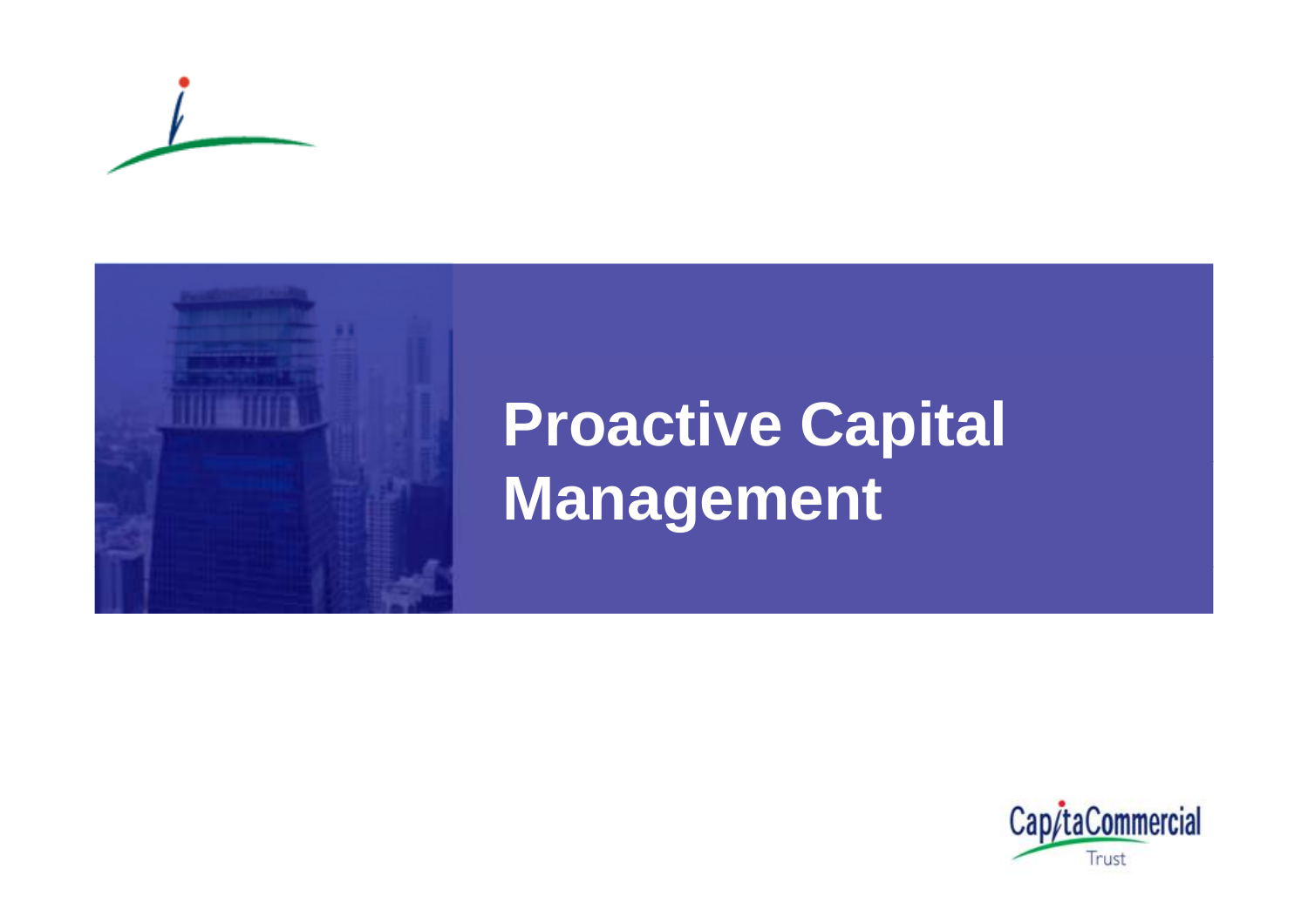# Proactive Capital Management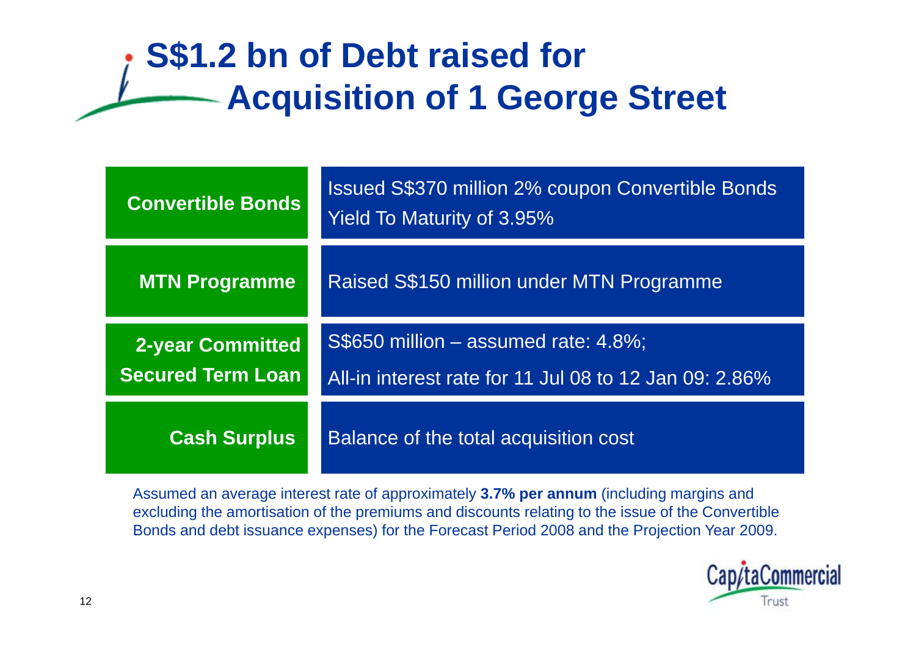# S$1.2 bn of Debt raised for Acquisition of 1 George Street

| | |
|---|---|
| **Convertible Bonds** | Issued S$370 million 2% coupon Convertible Bonds<br>Yield To Maturity of 3.95% |
| **MTN Programme** | Raised S$150 million under MTN Programme |
| **2-year Committed Secured Term Loan** | S$650 million – assumed rate: 4.8%;<br>All-in interest rate for 11 Jul 08 to 12 Jan 09: 2.86% |
| **Cash Surplus** | Balance of the total acquisition cost |

Assumed an average interest rate of approximately **3.7% per annum** (including margins and excluding the amortisation of the premiums and discounts relating to the issue of the Convertible Bonds and debt issuance expenses) for the Forecast Period 2008 and the Projection Year 2009.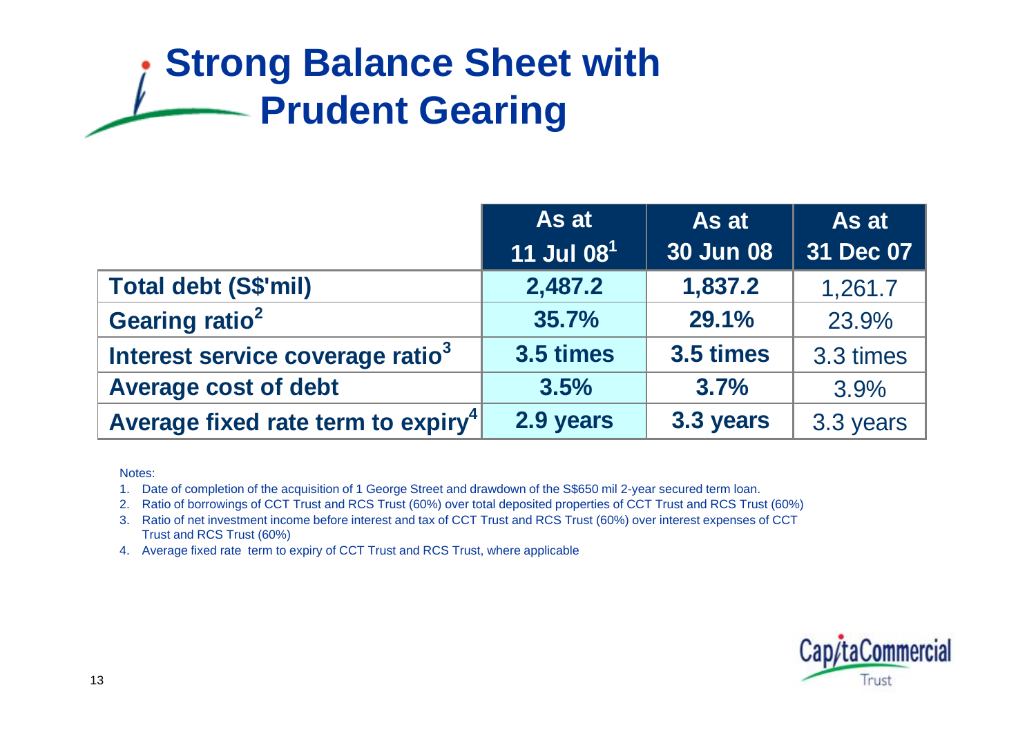# Strong Balance Sheet with Prudent Gearing

| | As at 11 Jul 08[1] | As at 30 Jun 08 | As at 31 Dec 07 |
|---|---|---|---|
| **Total debt (S$'mil)** | **2,487.2** | **1,837.2** | 1,261.7 |
| **Gearing ratio[2]** | **35.7%** | **29.1%** | 23.9% |
| **Interest service coverage ratio[3]** | **3.5 times** | **3.5 times** | 3.3 times |
| **Average cost of debt** | **3.5%** | **3.7%** | 3.9% |
| **Average fixed rate term to expiry[4]** | **2.9 years** | **3.3 years** | 3.3 years |

Notes:

1. Date of completion of the acquisition of 1 George Street and drawdown of the S$650 mil 2-year secured term loan.
2. Ratio of borrowings of CCT Trust and RCS Trust (60%) over total deposited properties of CCT Trust and RCS Trust (60%)
3. Ratio of net investment income before interest and tax of CCT Trust and RCS Trust (60%) over interest expenses of CCT Trust and RCS Trust (60%)
4. Average fixed rate term to expiry of CCT Trust and RCS Trust, where applicable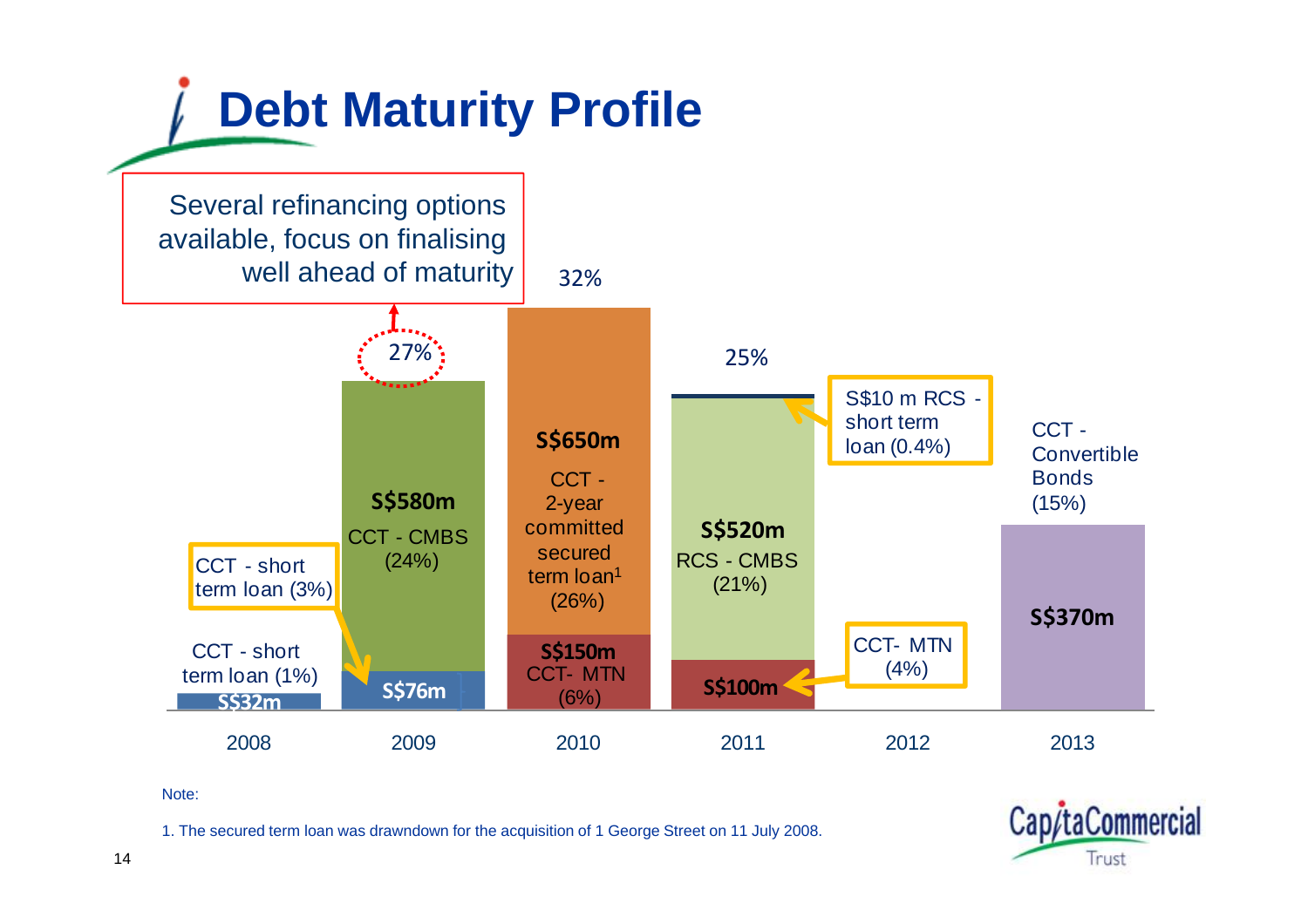# Debt Maturity Profile

Several refinancing options available, focus on finalising well ahead of maturity

| Year | Debt maturing | % of total |
|---|---|---|
| 2008 | CCT - short term loan (1%): S$32m | |
| 2009 | CCT - CMBS (24%): S$580m; CCT - short term loan (3%): S$76m | 27% |
| 2010 | CCT - 2-year committed secured term loan[1] (26%): S$650m; CCT- MTN (6%): S$150m | 32% |
| 2011 | RCS - CMBS (21%): S$520m; CCT- MTN (4%): S$100m; S$10 m RCS - short term loan (0.4%) | 25% |
| 2012 | | |
| 2013 | CCT - Convertible Bonds (15%): S$370m | |

Note:

1. The secured term loan was drawndown for the acquisition of 1 George Street on 11 July 2008.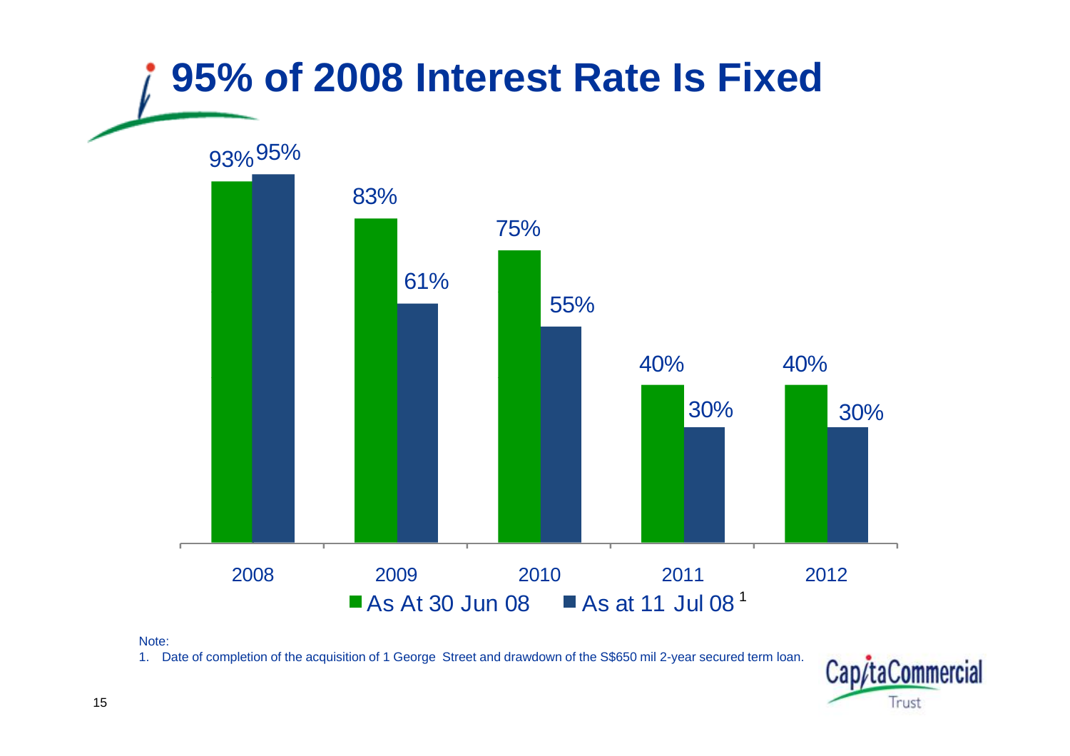# 95% of 2008 Interest Rate Is Fixed

| Year | As At 30 Jun 08 | As at 11 Jul 08 [1] |
|---|---|---|
| 2008 | 93% | 95% |
| 2009 | 83% | 61% |
| 2010 | 75% | 55% |
| 2011 | 40% | 30% |
| 2012 | 40% | 30% |

Note:

1. Date of completion of the acquisition of 1 George Street and drawdown of the S$650 mil 2-year secured term loan.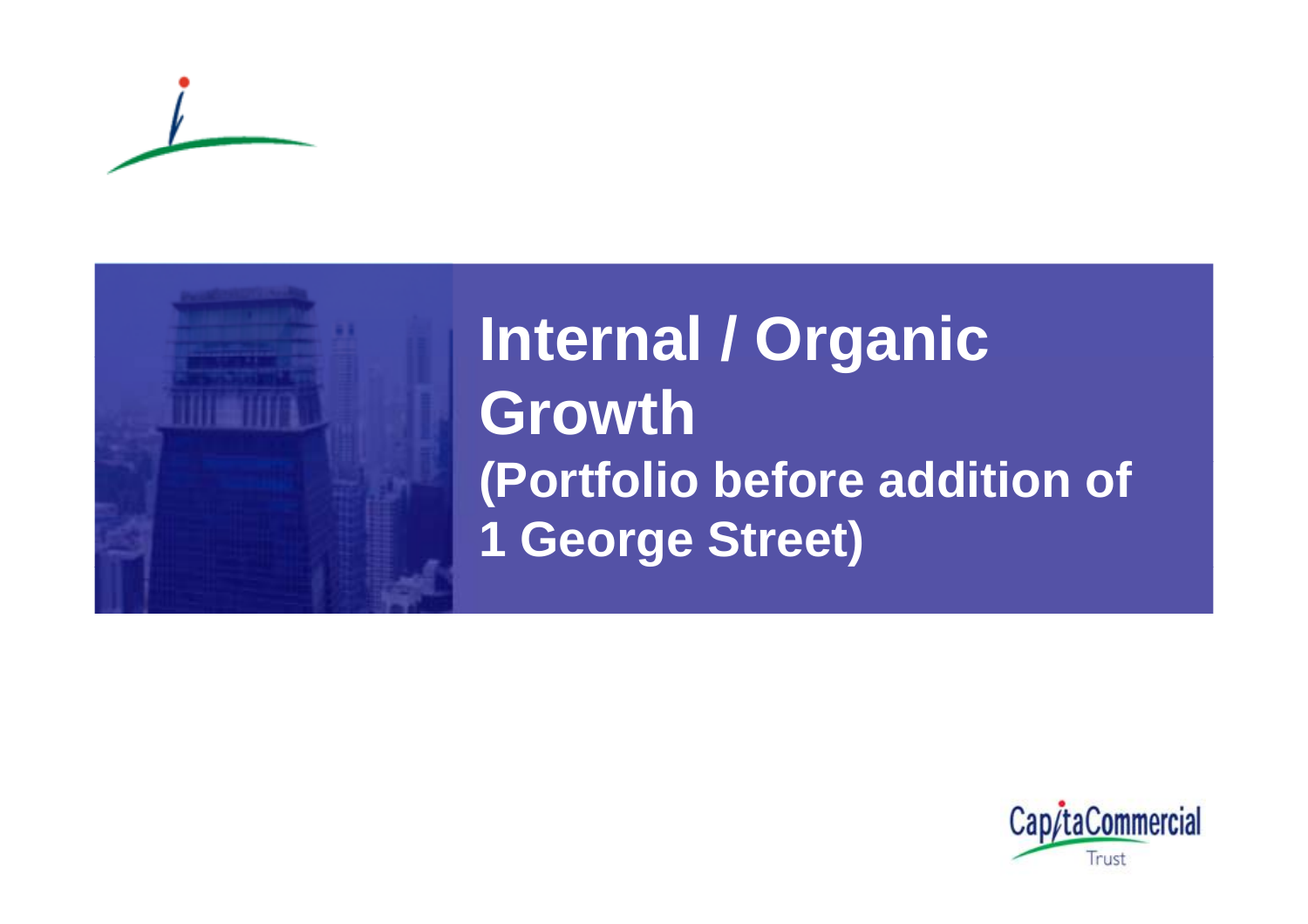# Internal / Organic Growth
## (Portfolio before addition of 1 George Street)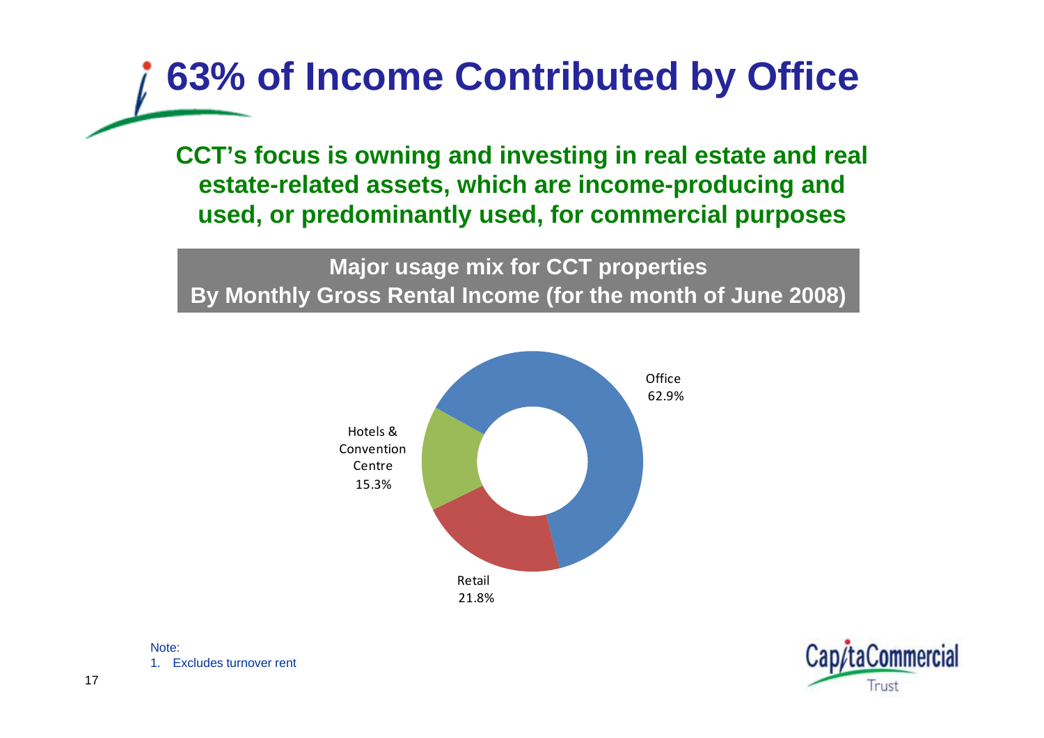# 63% of Income Contributed by Office

**CCT's focus is owning and investing in real estate and real estate-related assets, which are income-producing and used, or predominantly used, for commercial purposes**

**Major usage mix for CCT properties**
**By Monthly Gross Rental Income (for the month of June 2008)**

| Usage | Share |
| --- | --- |
| Office | 62.9% |
| Retail | 21.8% |
| Hotels & Convention Centre | 15.3% |

Note:
1. Excludes turnover rent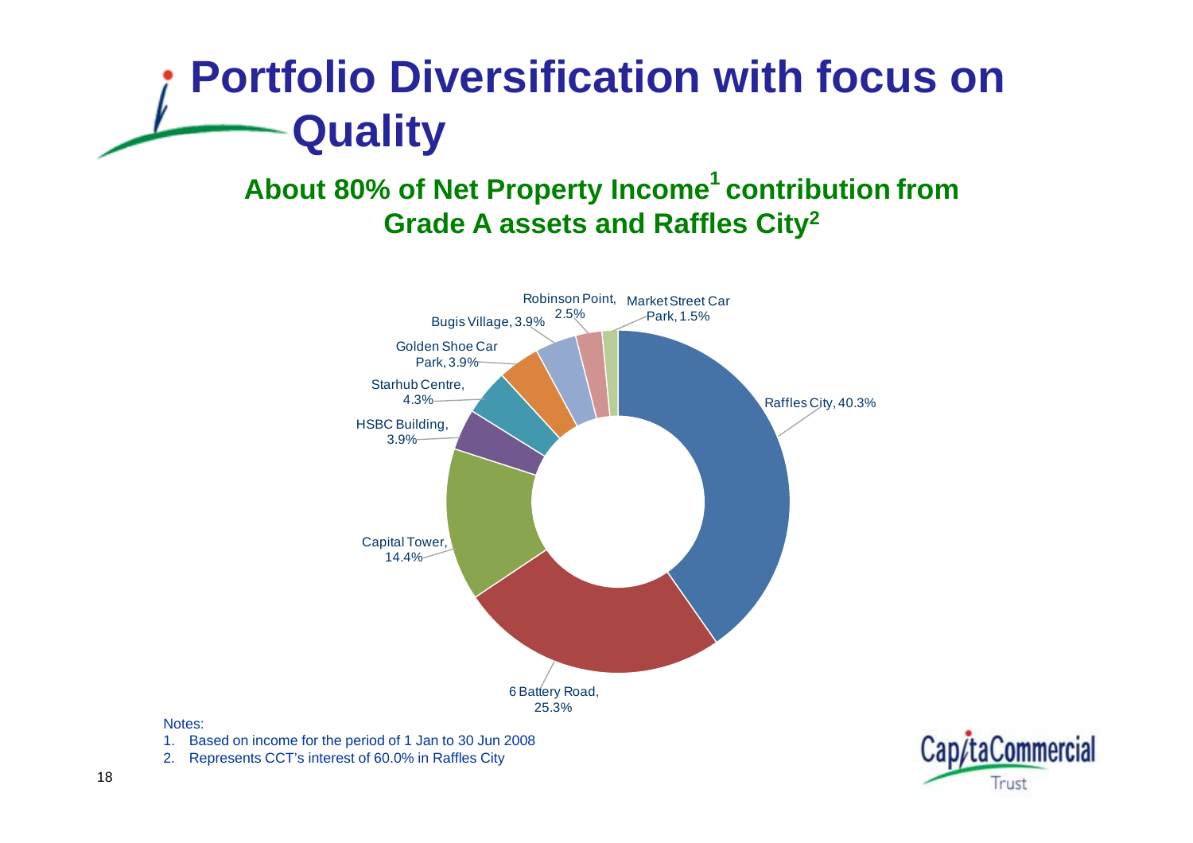# Portfolio Diversification with focus on Quality

## About 80% of Net Property Income[1] contribution from Grade A assets and Raffles City[2]

Raffles City, 40.3%

6 Battery Road, 25.3%

Capital Tower, 14.4%

HSBC Building, 3.9%

Starhub Centre, 4.3%

Golden Shoe Car Park, 3.9%

Bugis Village, 3.9%

Robinson Point, 2.5%

Market Street Car Park, 1.5%

Notes:

1. Based on income for the period of 1 Jan to 30 Jun 2008
2. Represents CCT's interest of 60.0% in Raffles City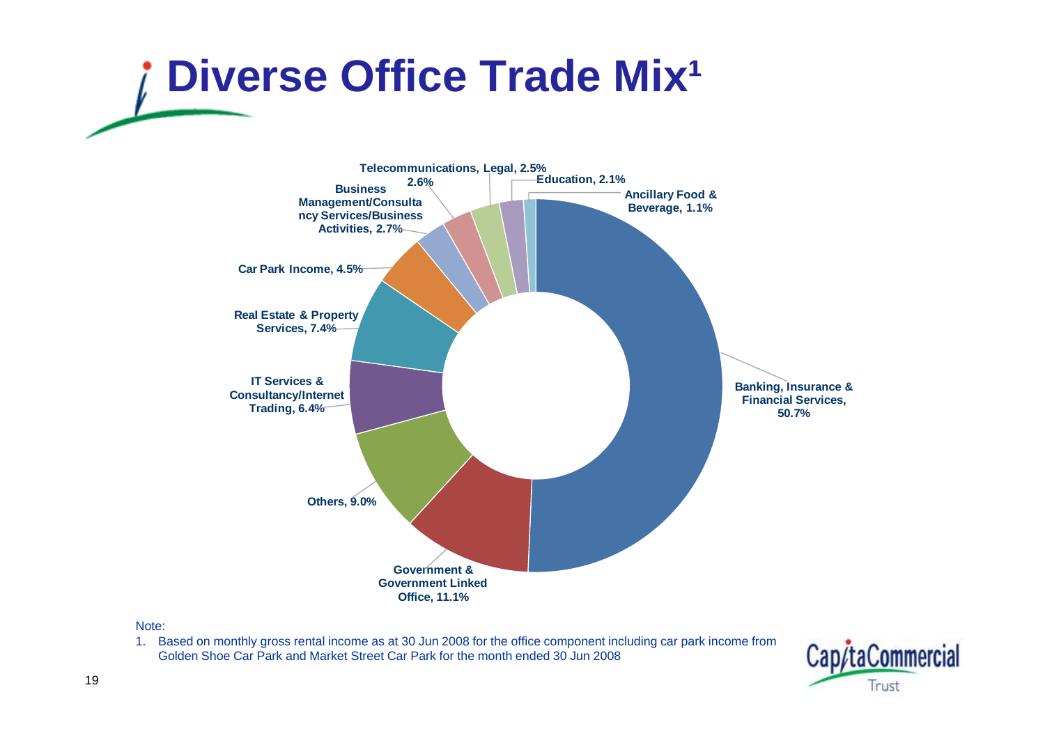# Diverse Office Trade Mix[1]

- Banking, Insurance & Financial Services, 50.7%
- Government & Government Linked Office, 11.1%
- Others, 9.0%
- IT Services & Consultancy/Internet Trading, 6.4%
- Real Estate & Property Services, 7.4%
- Car Park Income, 4.5%
- Business Management/Consultancy Services/Business Activities, 2.7%
- Legal, 2.6%
- Telecommunications, 2.5%
- Education, 2.1%
- Ancillary Food & Beverage, 1.1%

Note:

1. Based on monthly gross rental income as at 30 Jun 2008 for the office component including car park income from Golden Shoe Car Park and Market Street Car Park for the month ended 30 Jun 2008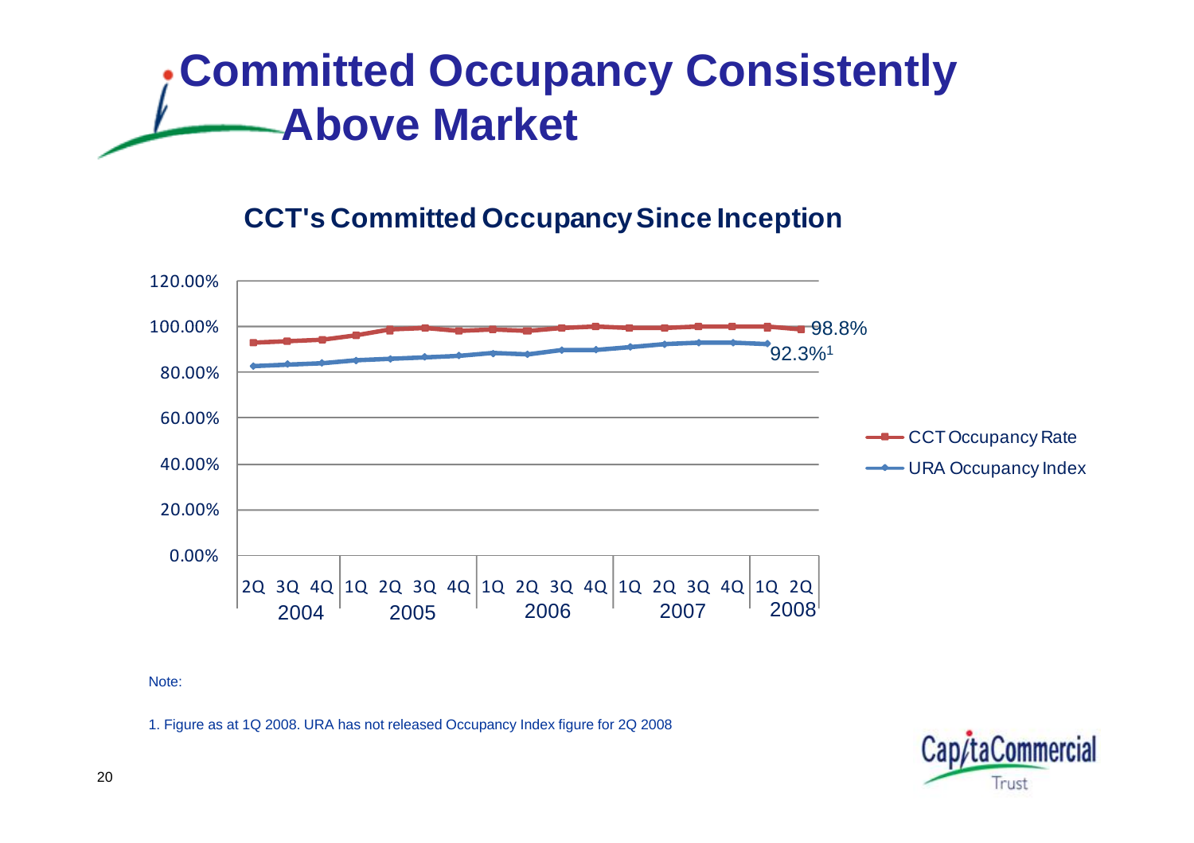# Committed Occupancy Consistently Above Market

## CCT's Committed Occupancy Since Inception

120.00%
100.00%
80.00%
60.00%
40.00%
20.00%
0.00%

2Q 3Q 4Q 1Q 2Q 3Q 4Q 1Q 2Q 3Q 4Q 1Q 2Q 3Q 4Q 1Q 2Q

2004 2005 2006 2007 2008

98.8%

92.3%[1]

CCT Occupancy Rate

URA Occupancy Index

Note:

1. Figure as at 1Q 2008. URA has not released Occupancy Index figure for 2Q 2008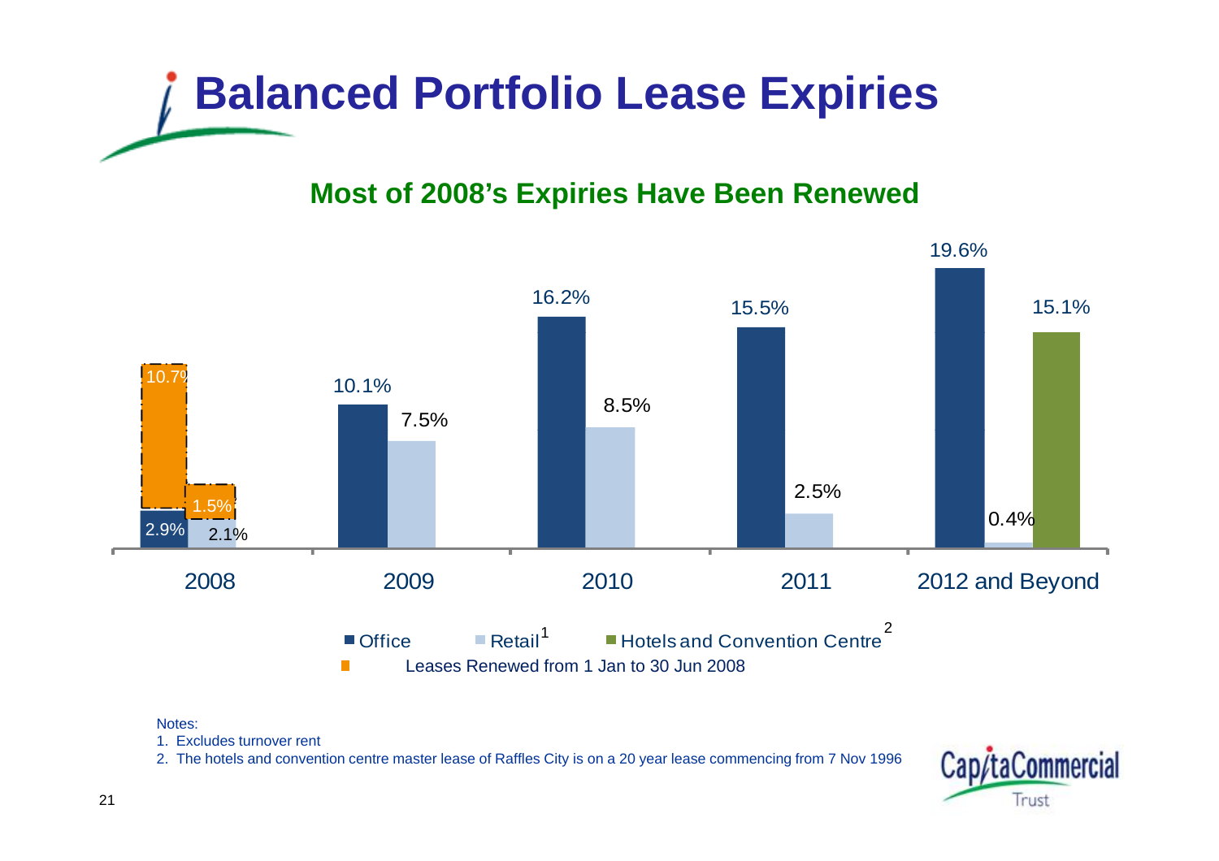# Balanced Portfolio Lease Expiries

## Most of 2008's Expiries Have Been Renewed

| | Office | Retail[1] | Hotels and Convention Centre[2] | Leases Renewed from 1 Jan to 30 Jun 2008 |
|---|---|---|---|---|
| 2008 | 2.9% | 2.1% | | 10.7% (Office), 1.5% (Retail) |
| 2009 | 10.1% | 7.5% | | |
| 2010 | 16.2% | 8.5% | | |
| 2011 | 15.5% | 2.5% | | |
| 2012 and Beyond | 19.6% | 0.4% | 15.1% | |

Notes:

1. Excludes turnover rent
2. The hotels and convention centre master lease of Raffles City is on a 20 year lease commencing from 7 Nov 1996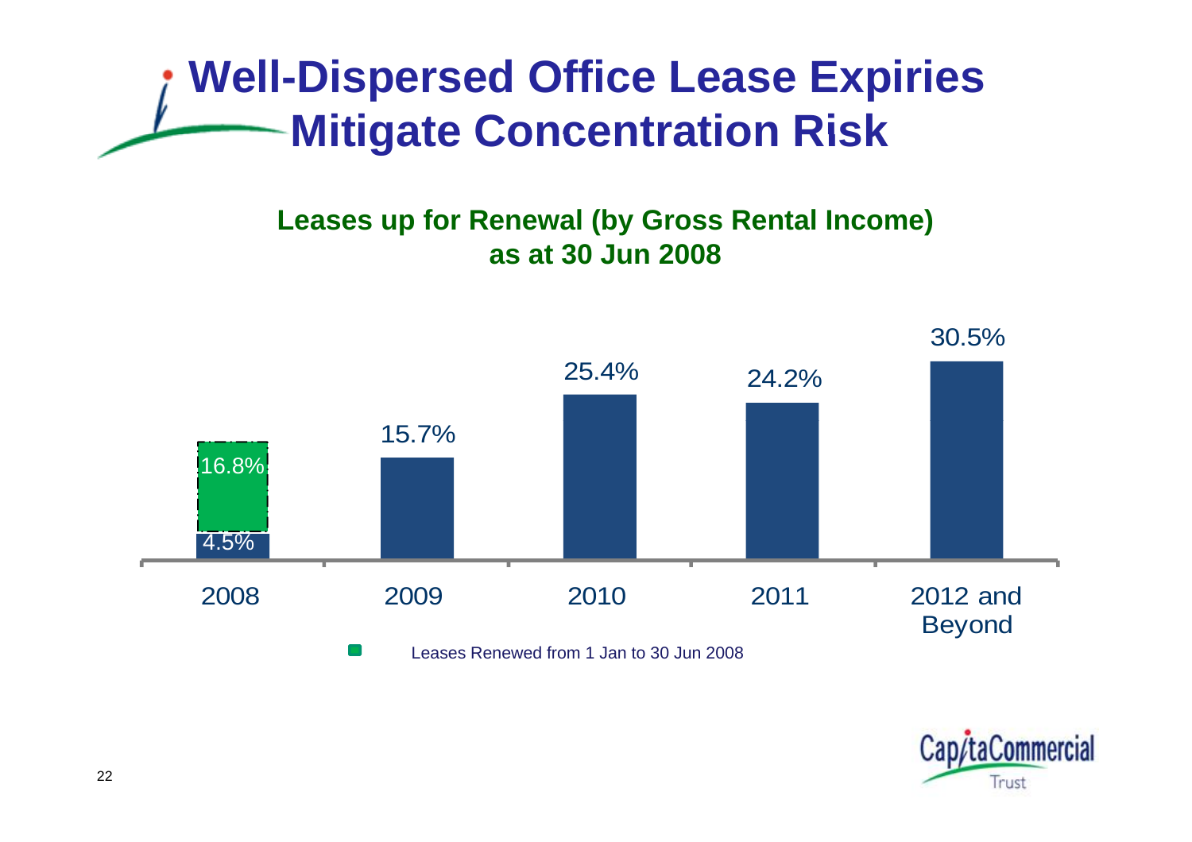# Well-Dispersed Office Lease Expiries Mitigate Concentration Risk

**Leases up for Renewal (by Gross Rental Income) as at 30 Jun 2008**

| Year | Leases up for Renewal | Leases Renewed from 1 Jan to 30 Jun 2008 |
|---|---|---|
| 2008 | 4.5% | 16.8% |
| 2009 | 15.7% | |
| 2010 | 25.4% | |
| 2011 | 24.2% | |
| 2012 and Beyond | 30.5% | |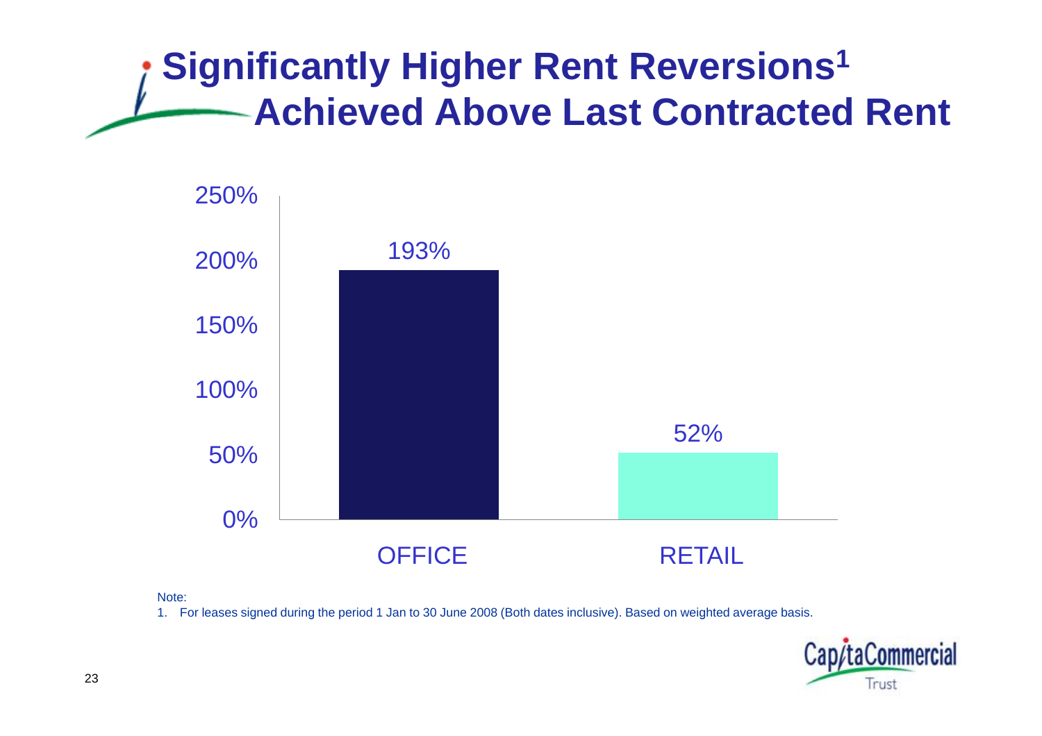# Significantly Higher Rent Reversions[1] Achieved Above Last Contracted Rent

| | Rent Reversion |
|---|---|
| OFFICE | 193% |
| RETAIL | 52% |

Note:

1. For leases signed during the period 1 Jan to 30 June 2008 (Both dates inclusive). Based on weighted average basis.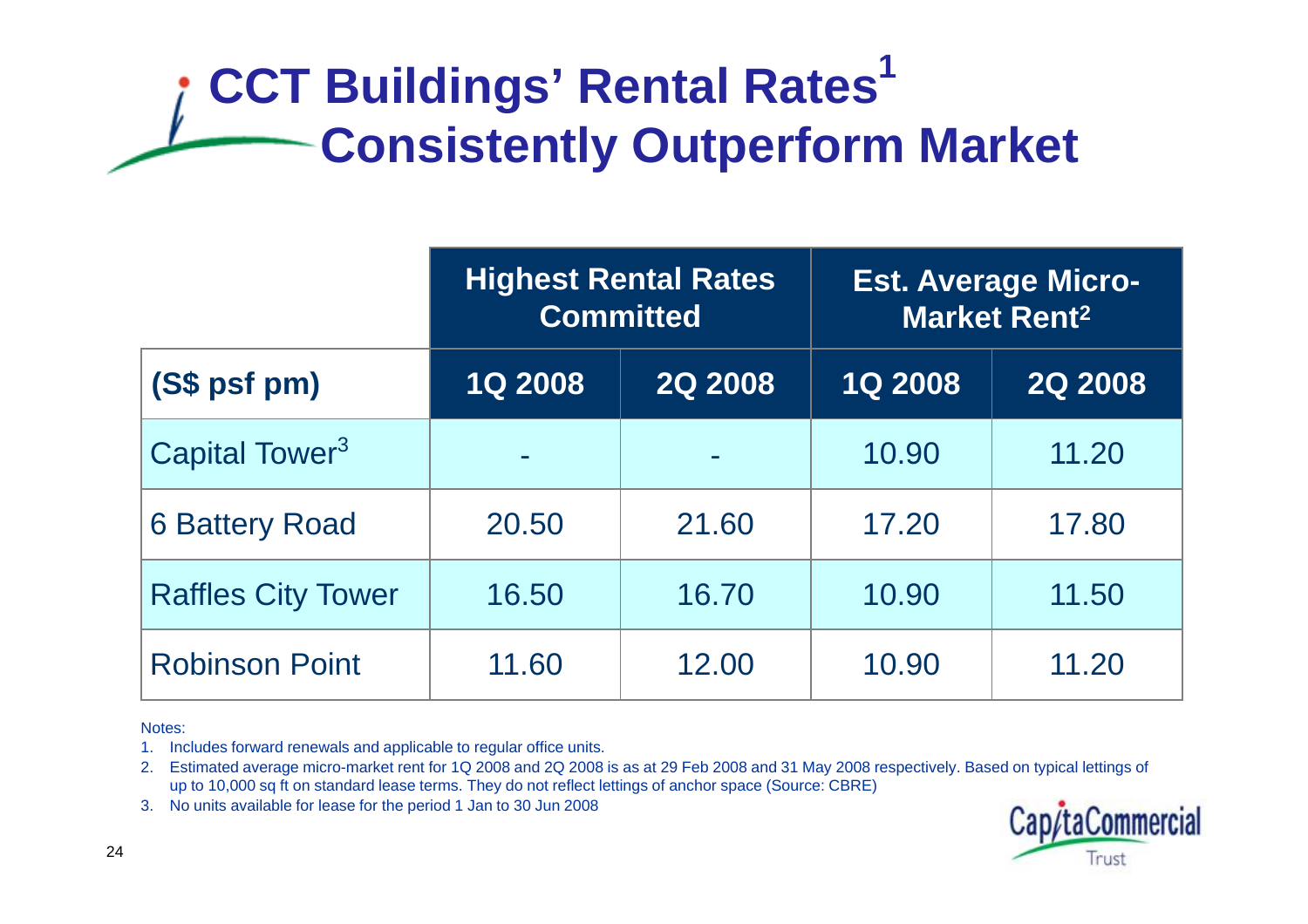# CCT Buildings' Rental Rates[1] Consistently Outperform Market

| | Highest Rental Rates Committed | | Est. Average Micro-Market Rent[2] | |
|---|---|---|---|---|
| (S$ psf pm) | 1Q 2008 | 2Q 2008 | 1Q 2008 | 2Q 2008 |
| Capital Tower[3] | - | - | 10.90 | 11.20 |
| 6 Battery Road | 20.50 | 21.60 | 17.20 | 17.80 |
| Raffles City Tower | 16.50 | 16.70 | 10.90 | 11.50 |
| Robinson Point | 11.60 | 12.00 | 10.90 | 11.20 |

Notes:

1. Includes forward renewals and applicable to regular office units.
2. Estimated average micro-market rent for 1Q 2008 and 2Q 2008 is as at 29 Feb 2008 and 31 May 2008 respectively. Based on typical lettings of up to 10,000 sq ft on standard lease terms. They do not reflect lettings of anchor space (Source: CBRE)
3. No units available for lease for the period 1 Jan to 30 Jun 2008

CapitaCommercial Trust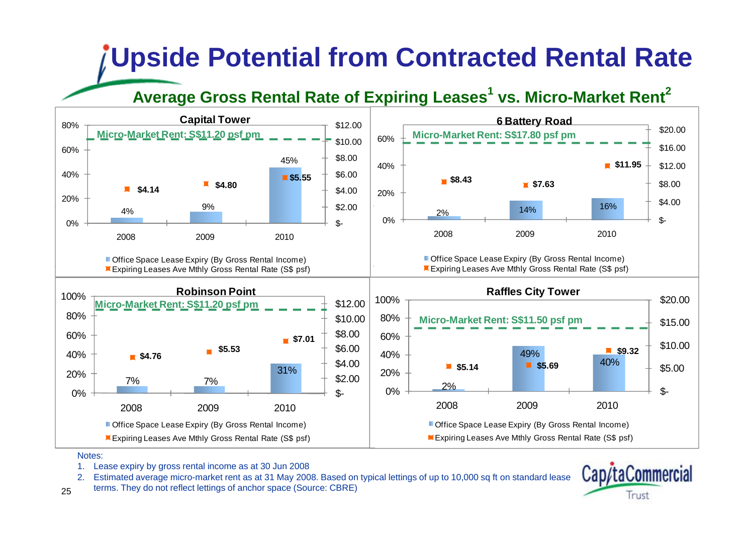# Upside Potential from Contracted Rental Rate

## Average Gross Rental Rate of Expiring Leases[1] vs. Micro-Market Rent[2]

### Capital Tower

Micro-Market Rent: S$11.20 psf pm

| Year | Office Space Lease Expiry (By Gross Rental Income) | Expiring Leases Ave Mthly Gross Rental Rate (S$ psf) |
|---|---|---|
| 2008 | 4% | $4.14 |
| 2009 | 9% | $4.80 |
| 2010 | 45% | $5.55 |

### 6 Battery Road

Micro-Market Rent: S$17.80 psf pm

| Year | Office Space Lease Expiry (By Gross Rental Income) | Expiring Leases Ave Mthly Gross Rental Rate (S$ psf) |
|---|---|---|
| 2008 | 2% | $8.43 |
| 2009 | 14% | $7.63 |
| 2010 | 16% | $11.95 |

### Robinson Point

Micro-Market Rent: S$11.20 psf pm

| Year | Office Space Lease Expiry (By Gross Rental Income) | Expiring Leases Ave Mthly Gross Rental Rate (S$ psf) |
|---|---|---|
| 2008 | 7% | $4.76 |
| 2009 | 7% | $5.53 |
| 2010 | 31% | $7.01 |

### Raffles City Tower

Micro-Market Rent: S$11.50 psf pm

| Year | Office Space Lease Expiry (By Gross Rental Income) | Expiring Leases Ave Mthly Gross Rental Rate (S$ psf) |
|---|---|---|
| 2008 | 2% | $5.14 |
| 2009 | 49% | $5.69 |
| 2010 | 40% | $9.32 |

Notes:

1. Lease expiry by gross rental income as at 30 Jun 2008
2. Estimated average micro-market rent as at 31 May 2008. Based on typical lettings of up to 10,000 sq ft on standard lease terms. They do not reflect lettings of anchor space (Source: CBRE)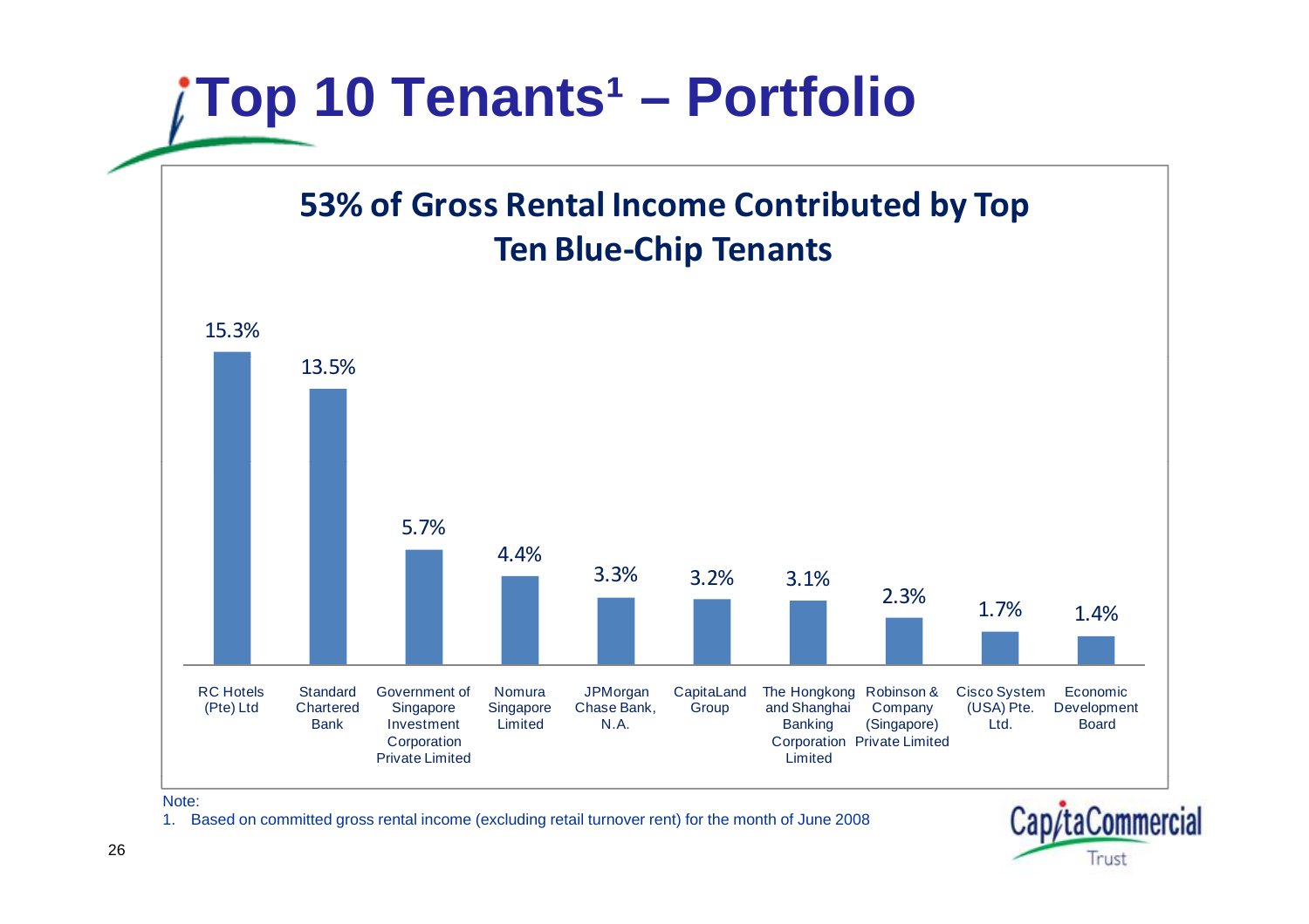# Top 10 Tenants[1] – Portfolio

## 53% of Gross Rental Income Contributed by Top Ten Blue-Chip Tenants

| Tenant | % of Gross Rental Income |
|---|---|
| RC Hotels (Pte) Ltd | 15.3% |
| Standard Chartered Bank | 13.5% |
| Government of Singapore Investment Corporation Private Limited | 5.7% |
| Nomura Singapore Limited | 4.4% |
| JPMorgan Chase Bank, N.A. | 3.3% |
| CapitaLand Group | 3.2% |
| The Hongkong and Shanghai Banking Corporation Limited | 3.1% |
| Robinson & Company (Singapore) Private Limited | 2.3% |
| Cisco System (USA) Pte. Ltd. | 1.7% |
| Economic Development Board | 1.4% |

Note:

1. Based on committed gross rental income (excluding retail turnover rent) for the month of June 2008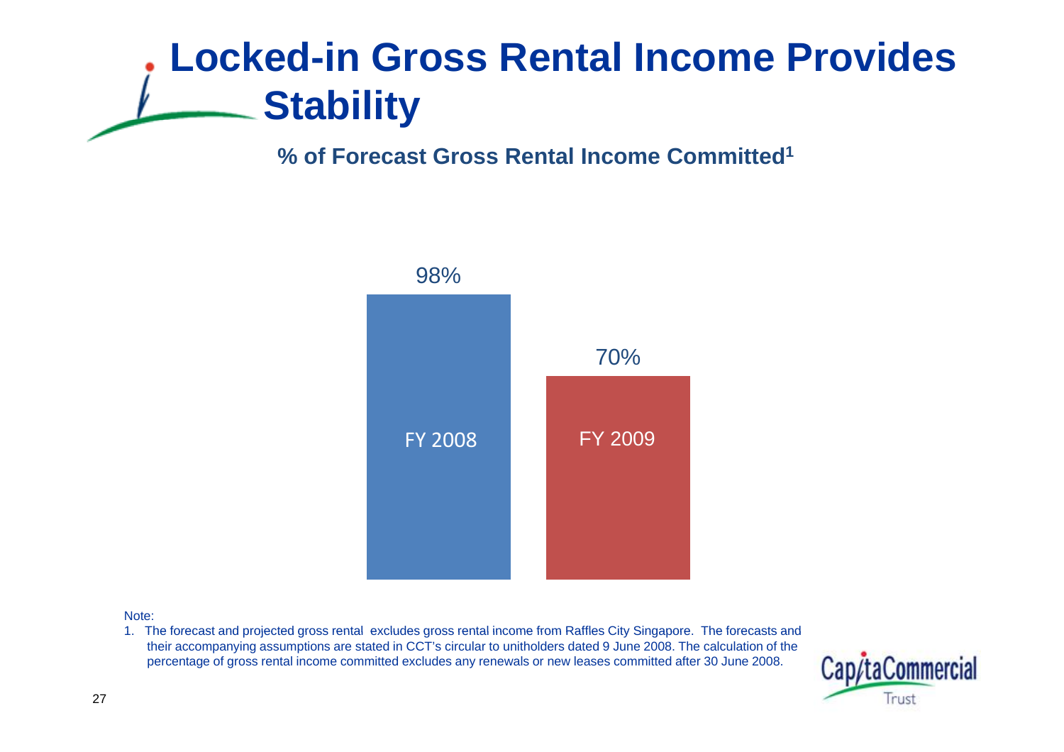# Locked-in Gross Rental Income Provides Stability

**% of Forecast Gross Rental Income Committed[1]**

| | % Committed |
|---|---|
| FY 2008 | 98% |
| FY 2009 | 70% |

Note:

1. The forecast and projected gross rental excludes gross rental income from Raffles City Singapore. The forecasts and their accompanying assumptions are stated in CCT's circular to unitholders dated 9 June 2008. The calculation of the percentage of gross rental income committed excludes any renewals or new leases committed after 30 June 2008.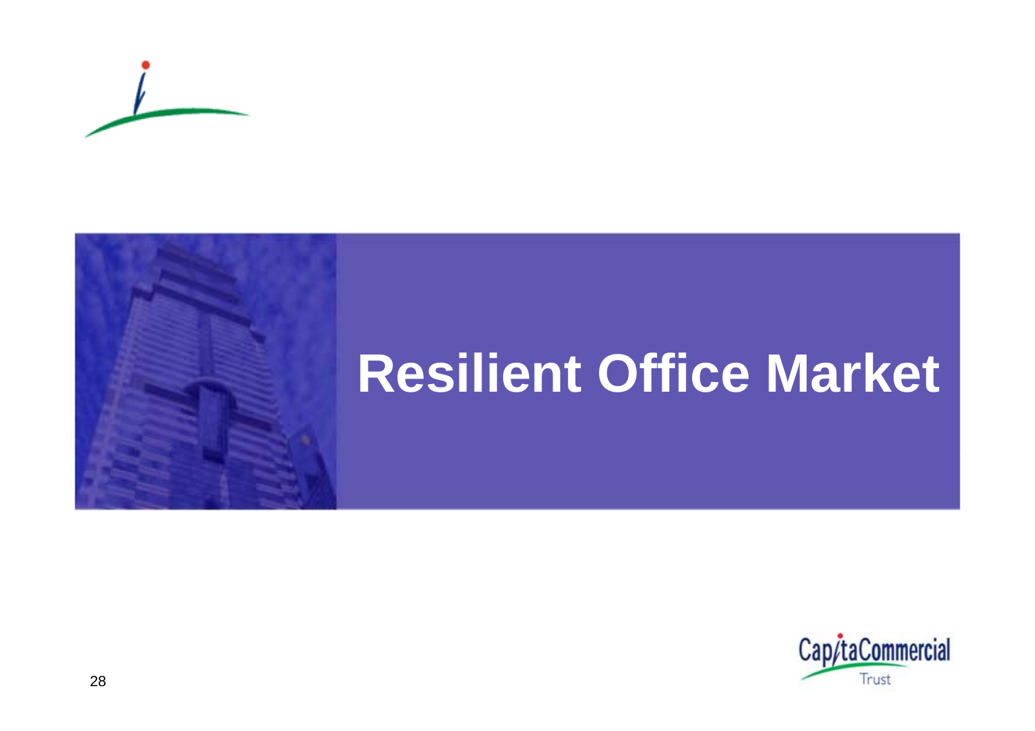# Resilient Office Market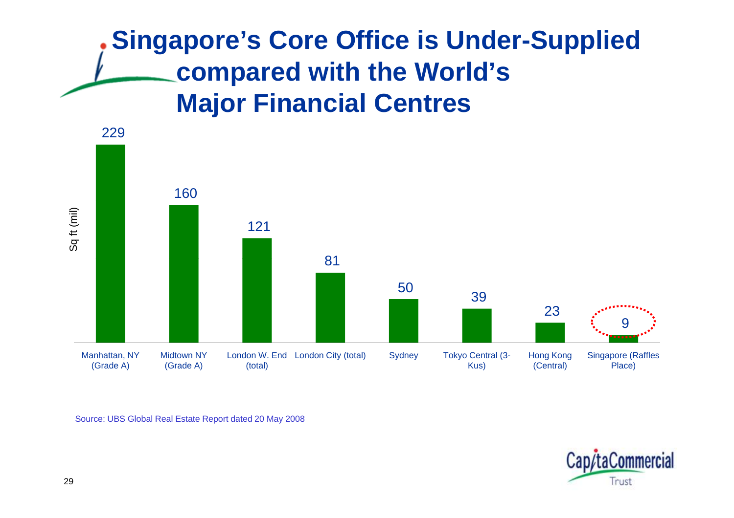# Singapore's Core Office is Under-Supplied compared with the World's Major Financial Centres

Sq ft (mil)

| Location | Sq ft (mil) |
| --- | --- |
| Manhattan, NY (Grade A) | 229 |
| Midtown NY (Grade A) | 160 |
| London W. End (total) | 121 |
| London City (total) | 81 |
| Sydney | 50 |
| Tokyo Central (3-Kus) | 39 |
| Hong Kong (Central) | 23 |
| Singapore (Raffles Place) | 9 |

Source: UBS Global Real Estate Report dated 20 May 2008

CapitaCommercial Trust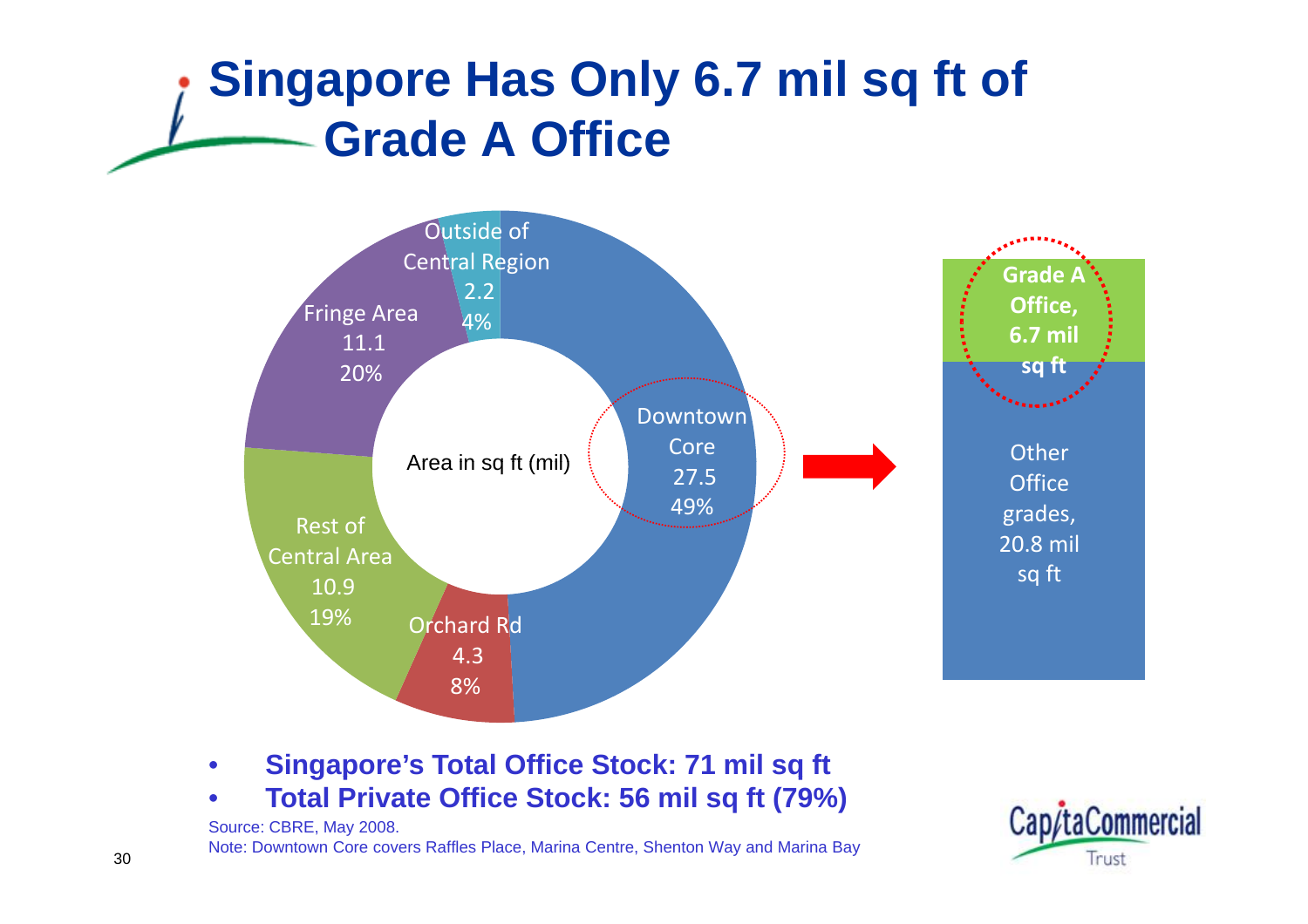# Singapore Has Only 6.7 mil sq ft of Grade A Office

Area in sq ft (mil)

| Region | Area (sq ft mil) | Share |
| --- | --- | --- |
| Downtown Core | 27.5 | 49% |
| Orchard Rd | 4.3 | 8% |
| Rest of Central Area | 10.9 | 19% |
| Fringe Area | 11.1 | 20% |
| Outside of Central Region | 2.2 | 4% |

Downtown Core:

- Grade A Office, 6.7 mil sq ft
- Other Office grades, 20.8 mil sq ft

- **Singapore's Total Office Stock: 71 mil sq ft**
- **Total Private Office Stock: 56 mil sq ft (79%)**

Source: CBRE, May 2008.

Note: Downtown Core covers Raffles Place, Marina Centre, Shenton Way and Marina Bay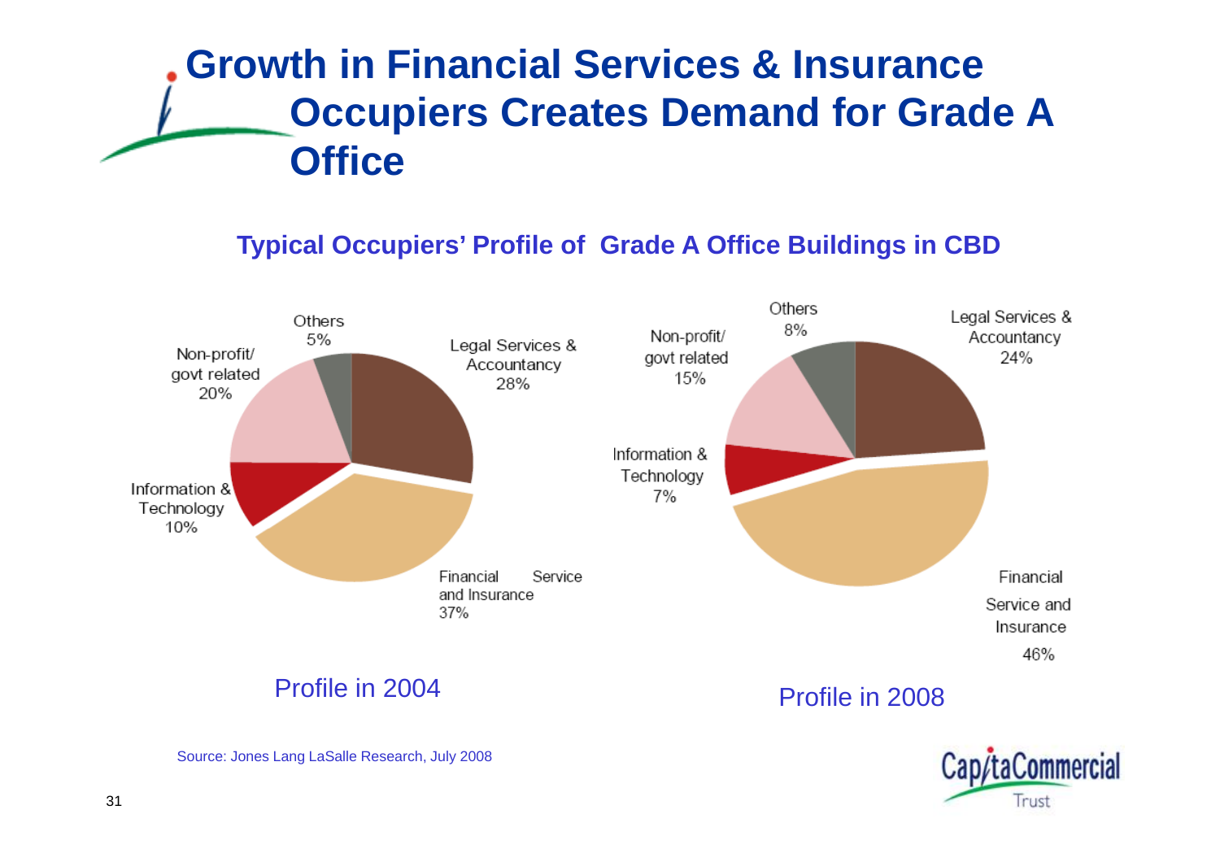# Growth in Financial Services & Insurance Occupiers Creates Demand for Grade A Office

## Typical Occupiers' Profile of Grade A Office Buildings in CBD

| Sector | Profile in 2004 | Profile in 2008 |
|---|---|---|
| Legal Services & Accountancy | 28% | 24% |
| Financial Service and Insurance | 37% | 46% |
| Information & Technology | 10% | 7% |
| Non-profit/ govt related | 20% | 15% |
| Others | 5% | 8% |

Profile in 2004

Profile in 2008

Source: Jones Lang LaSalle Research, July 2008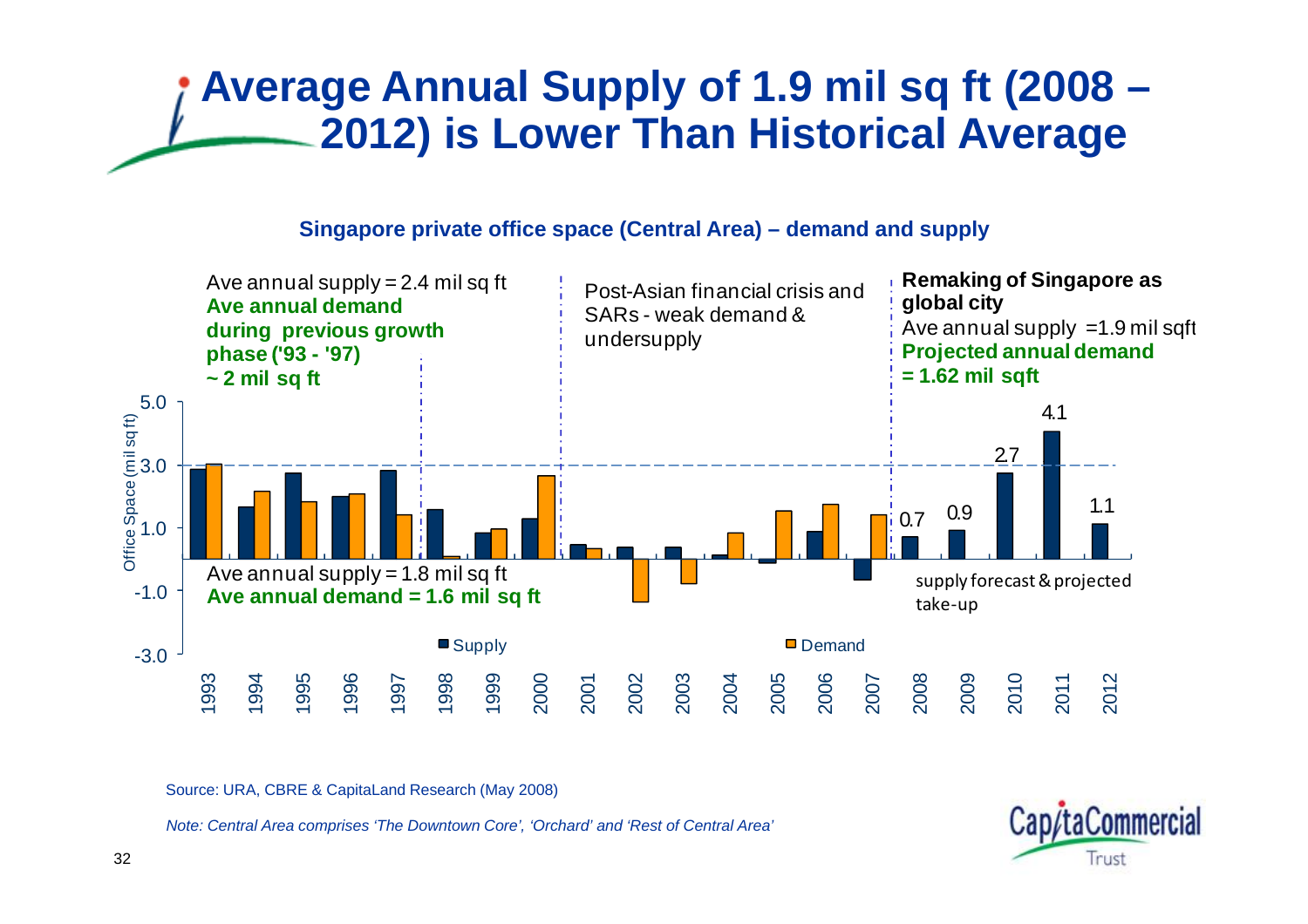# Average Annual Supply of 1.9 mil sq ft (2008 – 2012) is Lower Than Historical Average

**Singapore private office space (Central Area) – demand and supply**

Ave annual supply = 2.4 mil sq ft
**Ave annual demand during previous growth phase ('93 - '97) ~ 2 mil sq ft**

Post-Asian financial crisis and SARs - weak demand & undersupply

**Remaking of Singapore as global city**
Ave annual supply = 1.9 mil sqft
**Projected annual demand = 1.62 mil sqft**

Ave annual supply = 1.8 mil sq ft
**Ave annual demand = 1.6 mil sq ft**

supply forecast & projected take-up

Office Space (mil sq ft): 5.0, 3.0, 1.0, -1.0, -3.0

Supply / Demand

Labelled supply values: 2008: 0.7, 2009: 0.9, 2010: 2.7, 2011: 4.1, 2012: 1.1

Years: 1993, 1994, 1995, 1996, 1997, 1998, 1999, 2000, 2001, 2002, 2003, 2004, 2005, 2006, 2007, 2008, 2009, 2010, 2011, 2012

Source: URA, CBRE & CapitaLand Research (May 2008)

*Note: Central Area comprises 'The Downtown Core', 'Orchard' and 'Rest of Central Area'*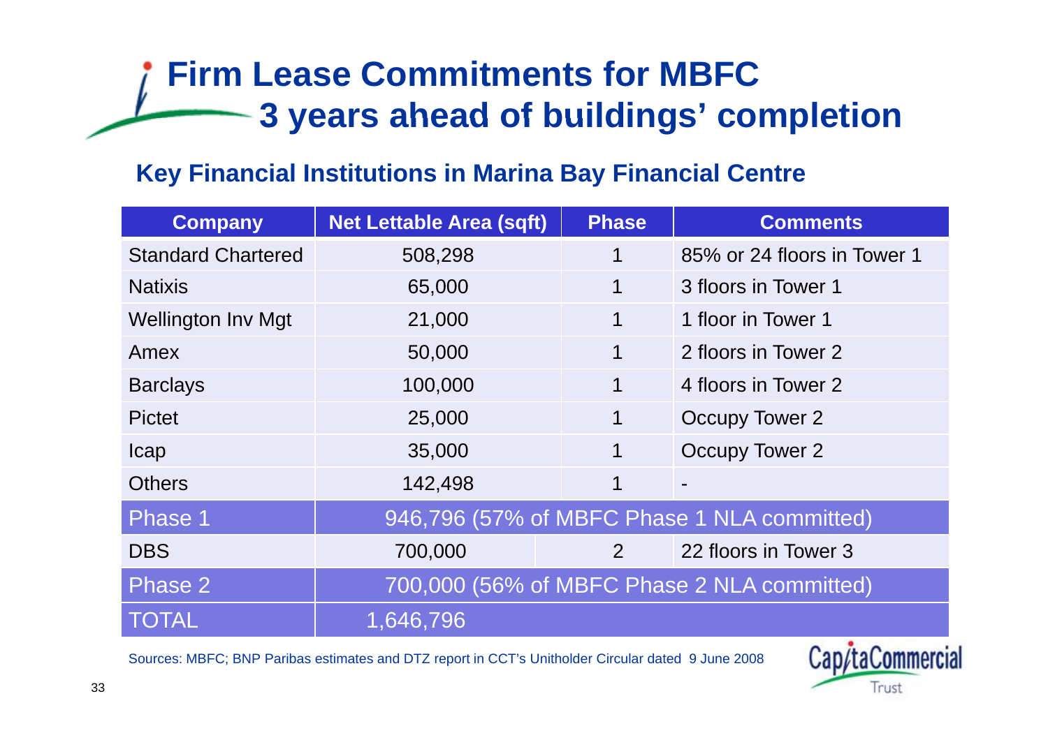# Firm Lease Commitments for MBFC 3 years ahead of buildings' completion

## Key Financial Institutions in Marina Bay Financial Centre

| Company | Net Lettable Area (sqft) | Phase | Comments |
|---|---|---|---|
| Standard Chartered | 508,298 | 1 | 85% or 24 floors in Tower 1 |
| Natixis | 65,000 | 1 | 3 floors in Tower 1 |
| Wellington Inv Mgt | 21,000 | 1 | 1 floor in Tower 1 |
| Amex | 50,000 | 1 | 2 floors in Tower 2 |
| Barclays | 100,000 | 1 | 4 floors in Tower 2 |
| Pictet | 25,000 | 1 | Occupy Tower 2 |
| Icap | 35,000 | 1 | Occupy Tower 2 |
| Others | 142,498 | 1 | - |
| Phase 1 | 946,796 (57% of MBFC Phase 1 NLA committed) | | |
| DBS | 700,000 | 2 | 22 floors in Tower 3 |
| Phase 2 | 700,000 (56% of MBFC Phase 2 NLA committed) | | |
| TOTAL | 1,646,796 | | |

Sources: MBFC; BNP Paribas estimates and DTZ report in CCT's Unitholder Circular dated 9 June 2008

CapitaCommercial Trust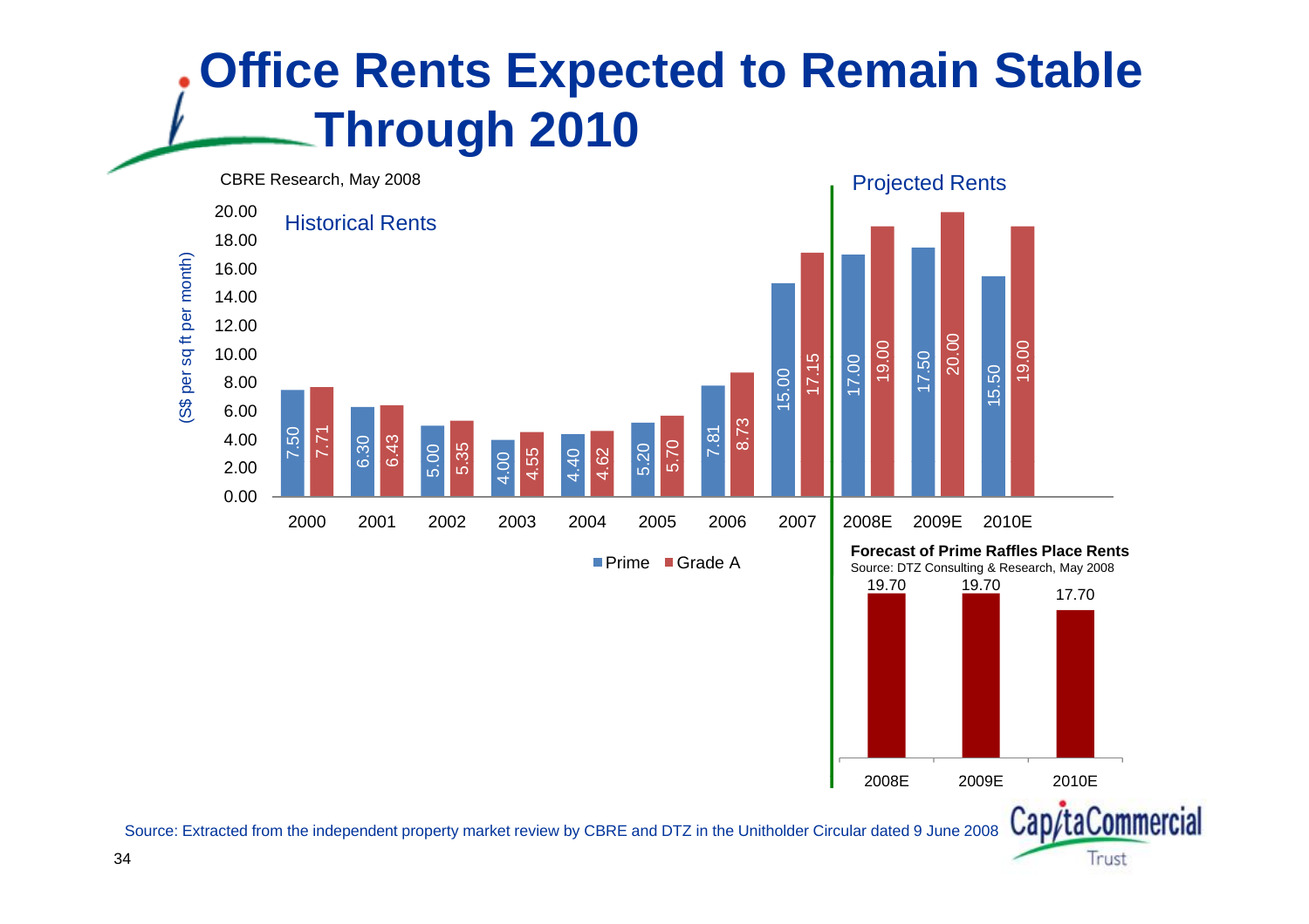# Office Rents Expected to Remain Stable Through 2010

CBRE Research, May 2008

(S$ per sq ft per month)

| Year | Prime | Grade A |
|---|---|---|
| **Historical Rents** | | |
| 2000 | 7.50 | 7.71 |
| 2001 | 6.30 | 6.43 |
| 2002 | 5.00 | 5.35 |
| 2003 | 4.00 | 4.55 |
| 2004 | 4.40 | 4.62 |
| 2005 | 5.20 | 5.70 |
| 2006 | 7.81 | 8.73 |
| 2007 | 15.00 | 17.15 |
| **Projected Rents** | | |
| 2008E | 17.00 | 19.00 |
| 2009E | 17.50 | 20.00 |
| 2010E | 15.50 | 19.00 |

**Forecast of Prime Raffles Place Rents**

Source: DTZ Consulting & Research, May 2008

| 2008E | 2009E | 2010E |
|---|---|---|
| 19.70 | 19.70 | 17.70 |

Source: Extracted from the independent property market review by CBRE and DTZ in the Unitholder Circular dated 9 June 2008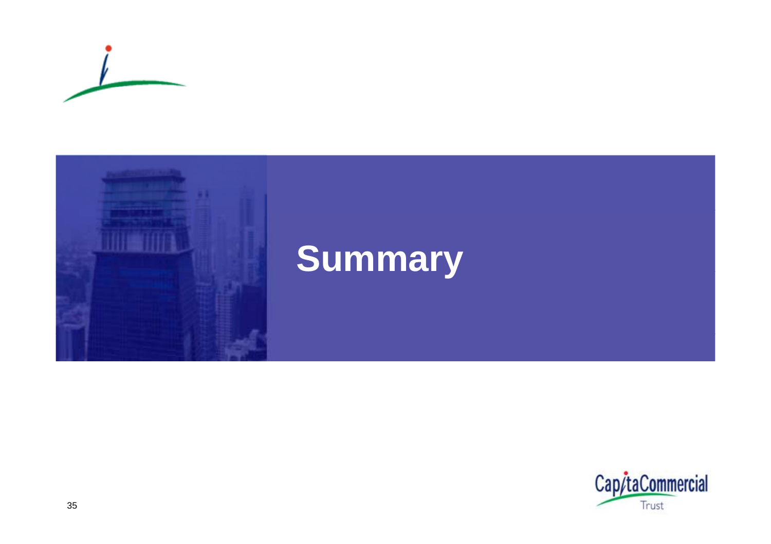# Summary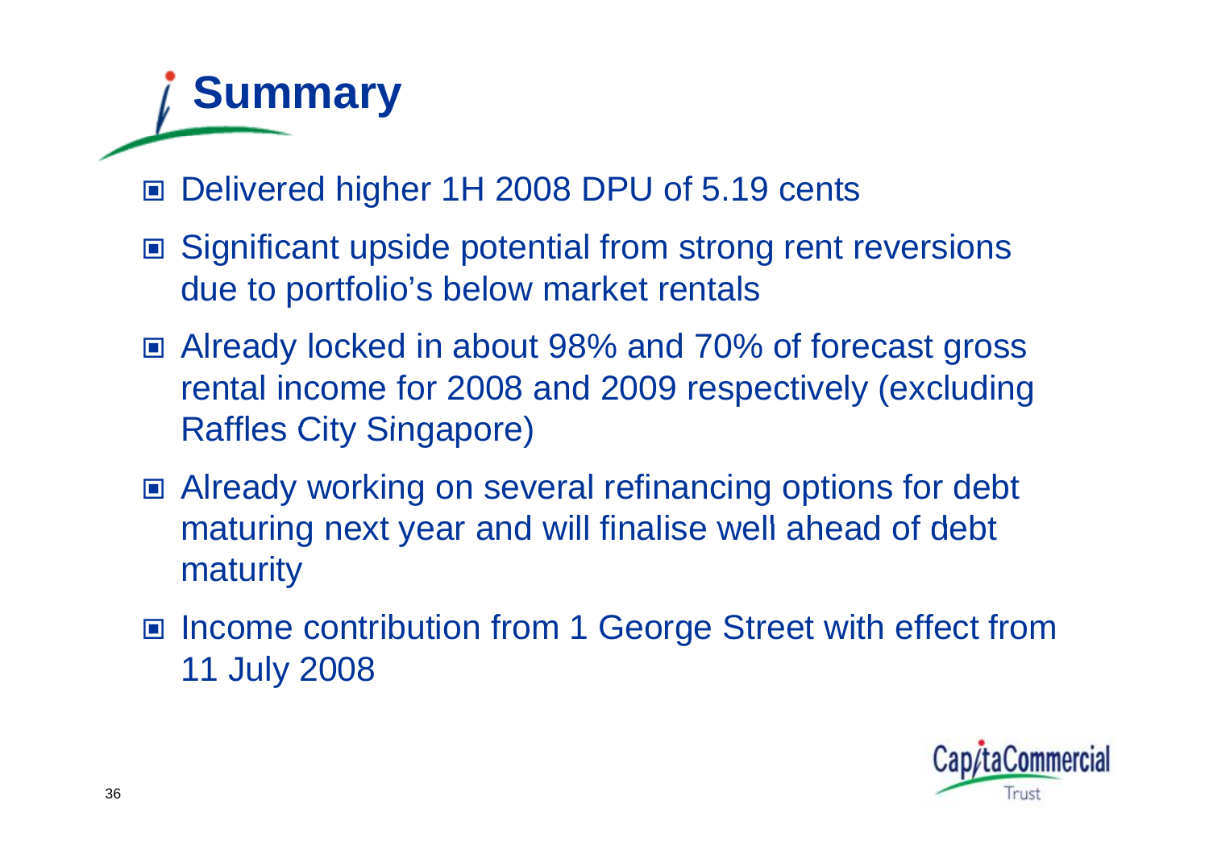# Summary

- Delivered higher 1H 2008 DPU of 5.19 cents
- Significant upside potential from strong rent reversions due to portfolio's below market rentals
- Already locked in about 98% and 70% of forecast gross rental income for 2008 and 2009 respectively (excluding Raffles City Singapore)
- Already working on several refinancing options for debt maturing next year and will finalise well ahead of debt maturity
- Income contribution from 1 George Street with effect from 11 July 2008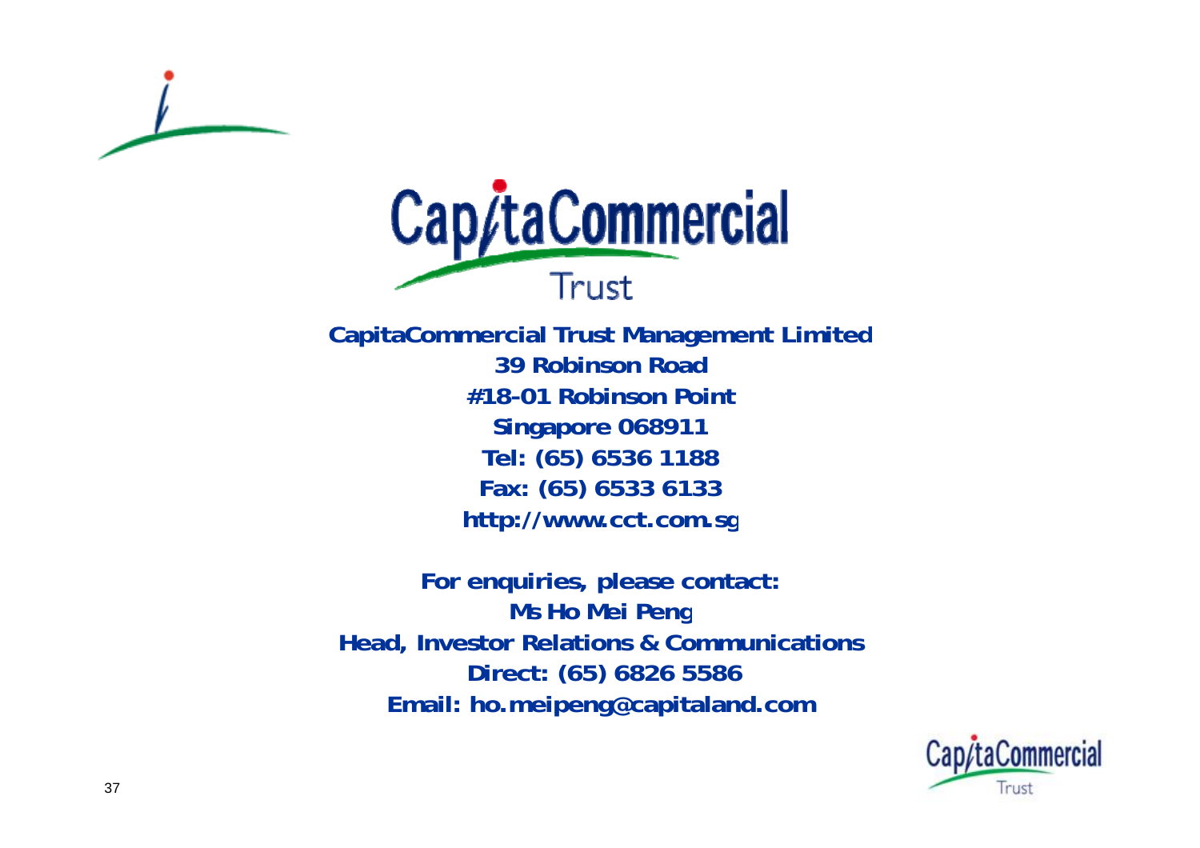**CapitaCommercial Trust Management Limited**
**39 Robinson Road**
**#18-01 Robinson Point**
**Singapore 068911**
**Tel: (65) 6536 1188**
**Fax: (65) 6533 6133**
**http://www.cct.com.sg**

**For enquiries, please contact:**
**Ms Ho Mei Peng**
**Head, Investor Relations & Communications**
**Direct: (65) 6826 5586**
**Email: ho.meipeng@capitaland.com**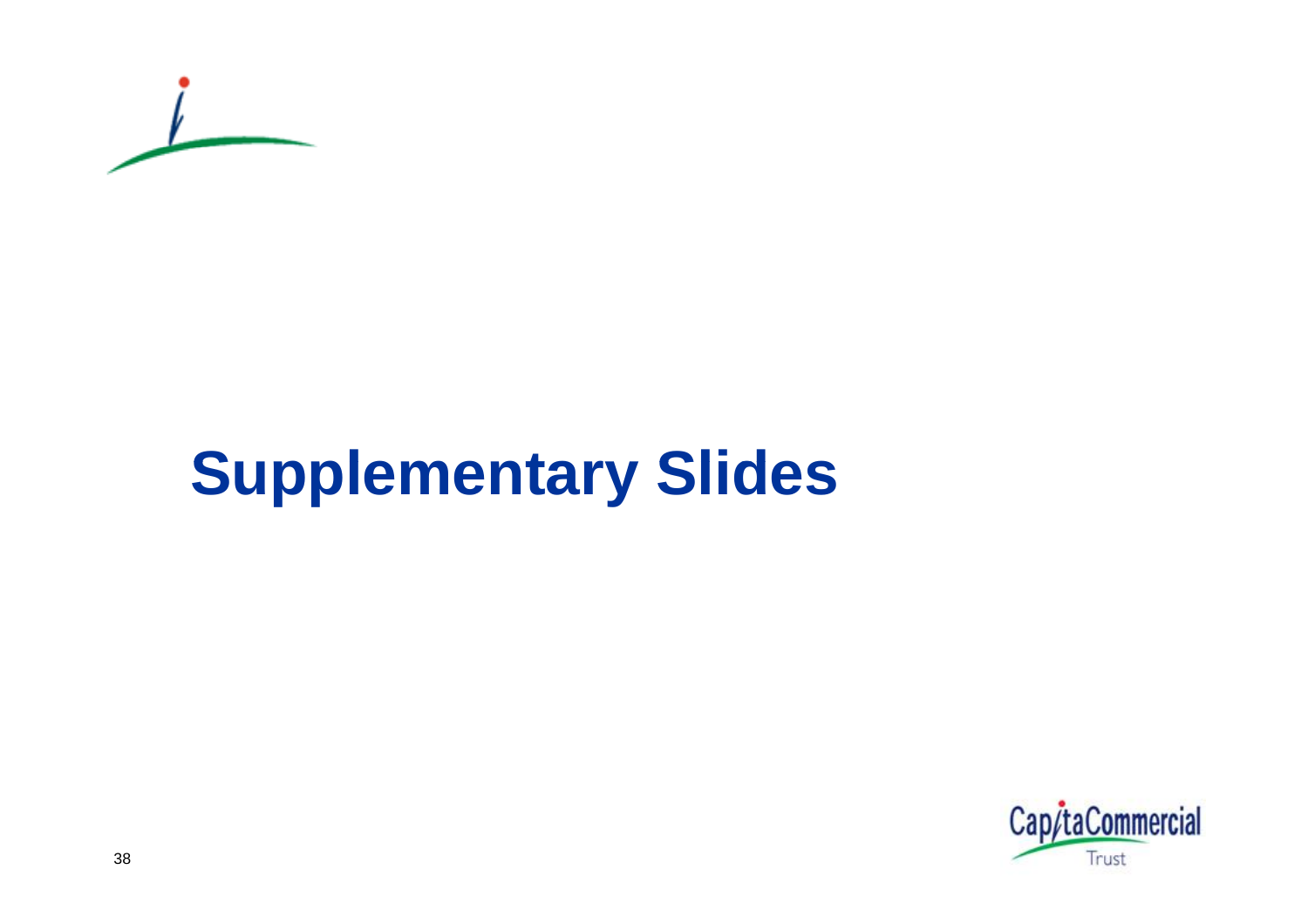# Supplementary Slides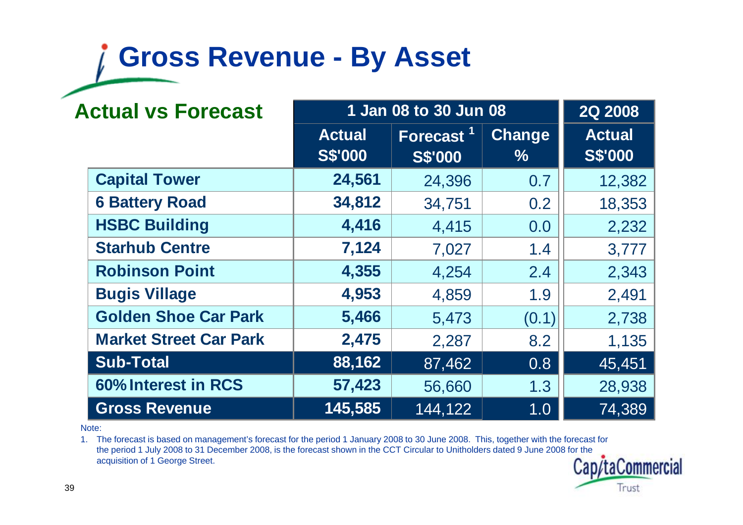# Gross Revenue - By Asset

## Actual vs Forecast

| | 1 Jan 08 to 30 Jun 08 | | | 2Q 2008 |
|---|---|---|---|---|
| | Actual S$'000 | Forecast [1] S$'000 | Change % | Actual S$'000 |
| **Capital Tower** | **24,561** | 24,396 | 0.7 | 12,382 |
| **6 Battery Road** | **34,812** | 34,751 | 0.2 | 18,353 |
| **HSBC Building** | **4,416** | 4,415 | 0.0 | 2,232 |
| **Starhub Centre** | **7,124** | 7,027 | 1.4 | 3,777 |
| **Robinson Point** | **4,355** | 4,254 | 2.4 | 2,343 |
| **Bugis Village** | **4,953** | 4,859 | 1.9 | 2,491 |
| **Golden Shoe Car Park** | **5,466** | 5,473 | (0.1) | 2,738 |
| **Market Street Car Park** | **2,475** | 2,287 | 8.2 | 1,135 |
| **Sub-Total** | **88,162** | 87,462 | 0.8 | 45,451 |
| **60% Interest in RCS** | **57,423** | 56,660 | 1.3 | 28,938 |
| **Gross Revenue** | **145,585** | 144,122 | 1.0 | 74,389 |

Note:

1. The forecast is based on management's forecast for the period 1 January 2008 to 30 June 2008. This, together with the forecast for the period 1 July 2008 to 31 December 2008, is the forecast shown in the CCT Circular to Unitholders dated 9 June 2008 for the acquisition of 1 George Street.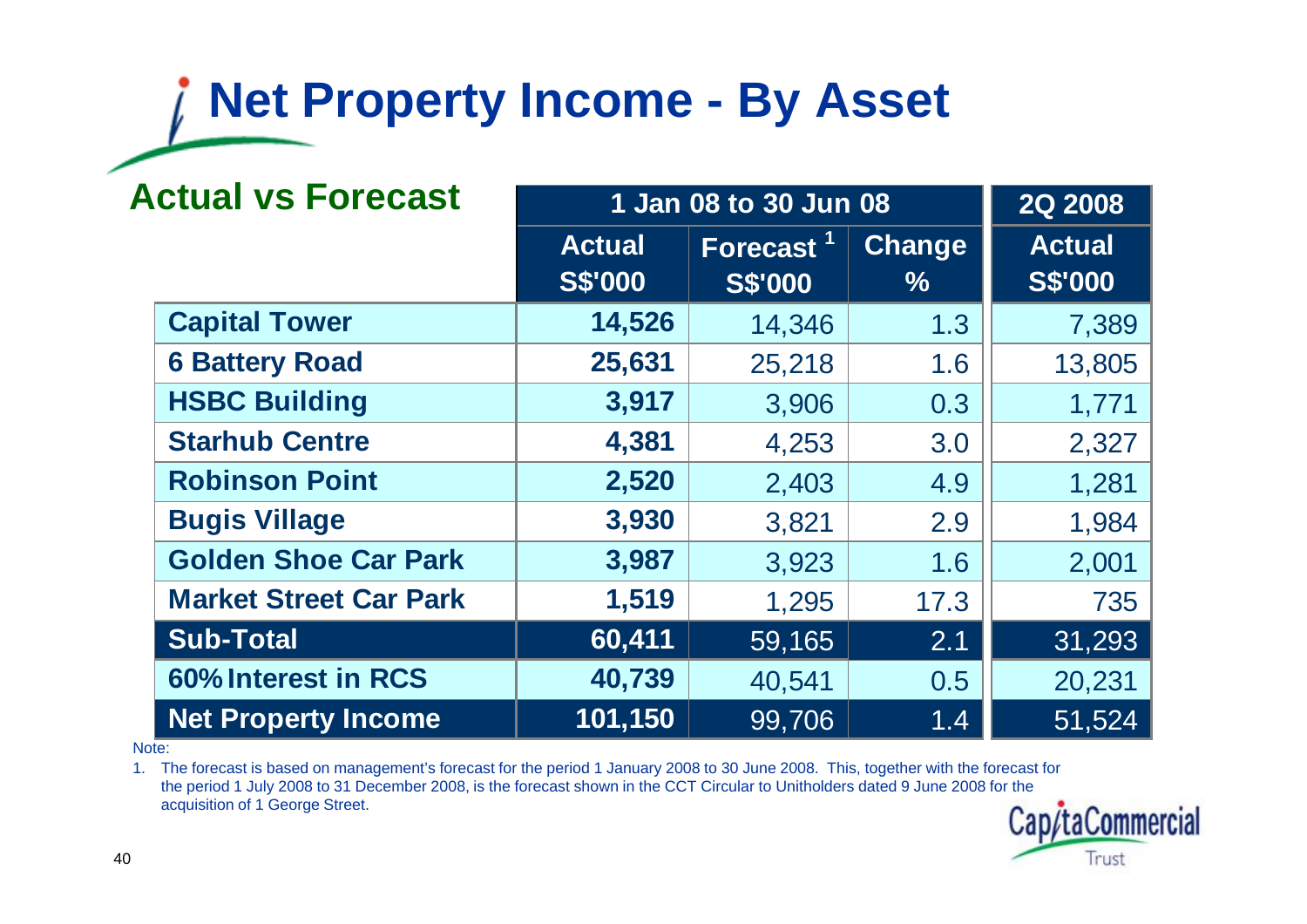# Net Property Income - By Asset

## Actual vs Forecast

| | 1 Jan 08 to 30 Jun 08 | | | 2Q 2008 |
|---|---|---|---|---|
| | Actual S$'000 | Forecast [1] S$'000 | Change % | Actual S$'000 |
| **Capital Tower** | **14,526** | 14,346 | 1.3 | 7,389 |
| **6 Battery Road** | **25,631** | 25,218 | 1.6 | 13,805 |
| **HSBC Building** | **3,917** | 3,906 | 0.3 | 1,771 |
| **Starhub Centre** | **4,381** | 4,253 | 3.0 | 2,327 |
| **Robinson Point** | **2,520** | 2,403 | 4.9 | 1,281 |
| **Bugis Village** | **3,930** | 3,821 | 2.9 | 1,984 |
| **Golden Shoe Car Park** | **3,987** | 3,923 | 1.6 | 2,001 |
| **Market Street Car Park** | **1,519** | 1,295 | 17.3 | 735 |
| **Sub-Total** | **60,411** | 59,165 | 2.1 | 31,293 |
| **60% Interest in RCS** | **40,739** | 40,541 | 0.5 | 20,231 |
| **Net Property Income** | **101,150** | 99,706 | 1.4 | 51,524 |

Note:

1. The forecast is based on management's forecast for the period 1 January 2008 to 30 June 2008. This, together with the forecast for the period 1 July 2008 to 31 December 2008, is the forecast shown in the CCT Circular to Unitholders dated 9 June 2008 for the acquisition of 1 George Street.

CapitaCommercial Trust